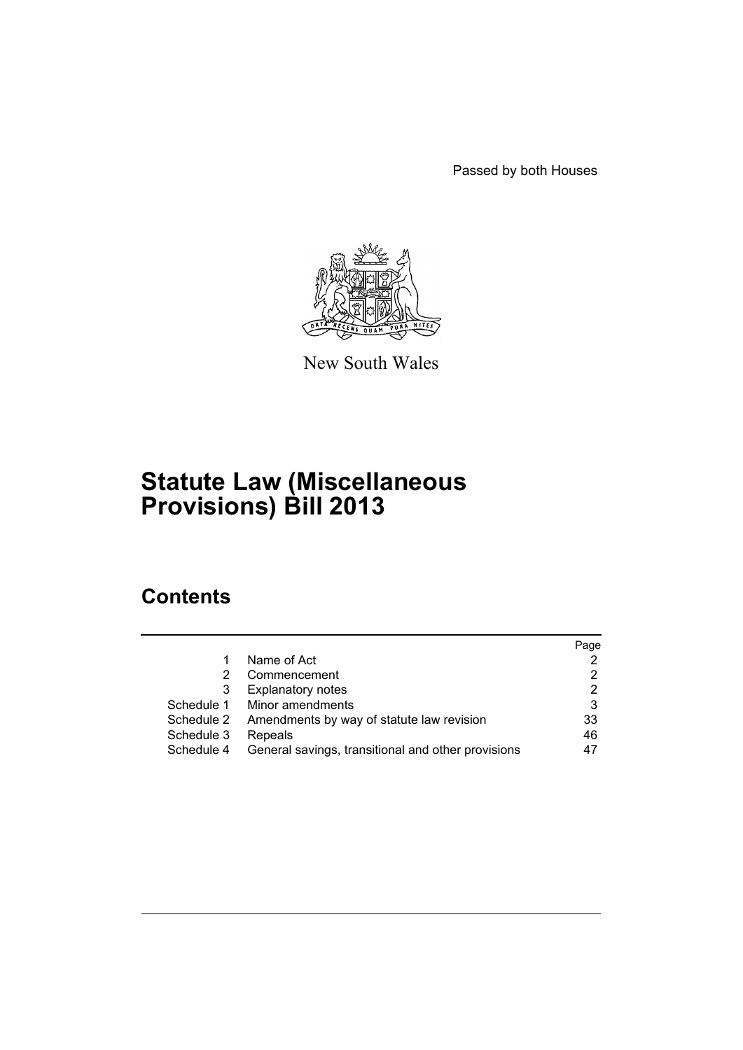Passed by both Houses

New South Wales

# Statute Law (Miscellaneous Provisions) Bill 2013

## Contents

| | | Page |
|---|---|---|
| 1 | Name of Act | 2 |
| 2 | Commencement | 2 |
| 3 | Explanatory notes | 2 |
| Schedule 1 | Minor amendments | 3 |
| Schedule 2 | Amendments by way of statute law revision | 33 |
| Schedule 3 | Repeals | 46 |
| Schedule 4 | General savings, transitional and other provisions | 47 |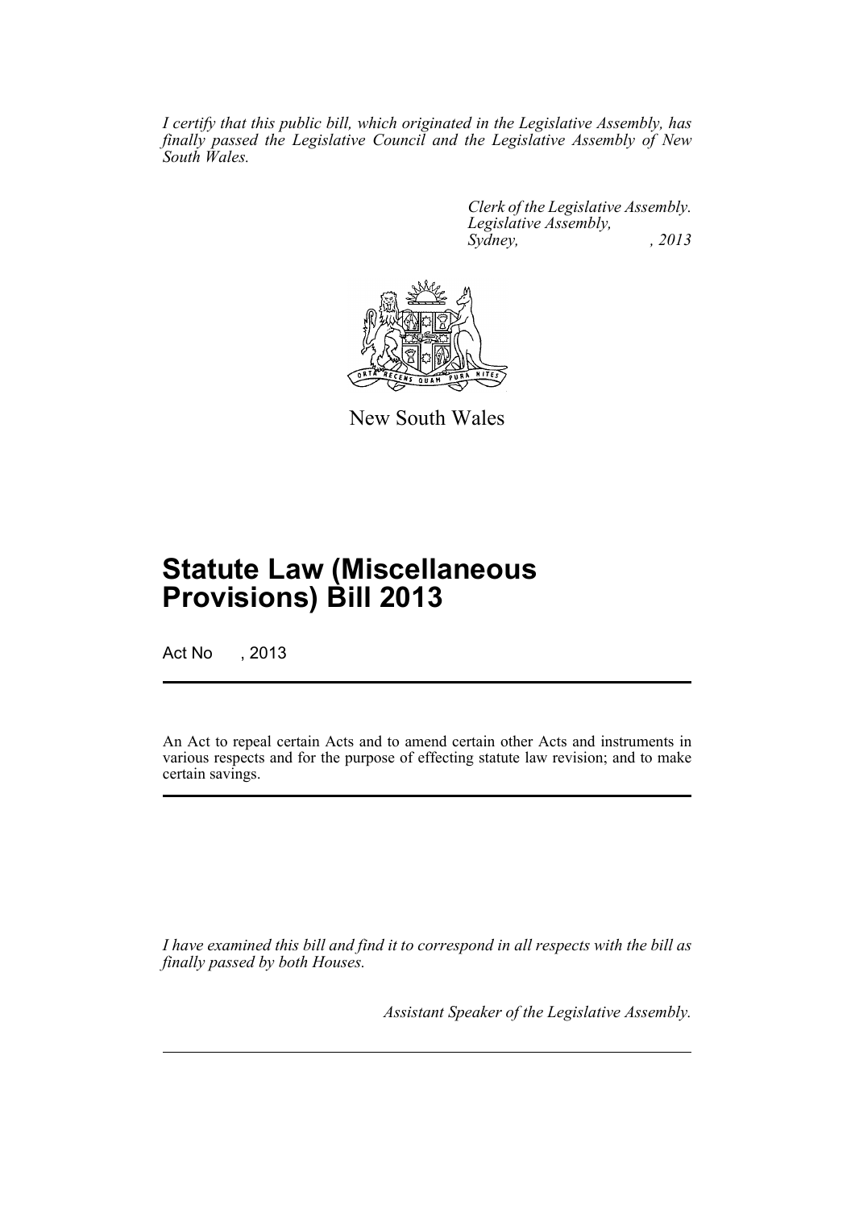*I certify that this public bill, which originated in the Legislative Assembly, has finally passed the Legislative Council and the Legislative Assembly of New South Wales.*

*Clerk of the Legislative Assembly.*
*Legislative Assembly,*
*Sydney, , 2013*

New South Wales

# Statute Law (Miscellaneous Provisions) Bill 2013

Act No , 2013

An Act to repeal certain Acts and to amend certain other Acts and instruments in various respects and for the purpose of effecting statute law revision; and to make certain savings.

*I have examined this bill and find it to correspond in all respects with the bill as finally passed by both Houses.*

*Assistant Speaker of the Legislative Assembly.*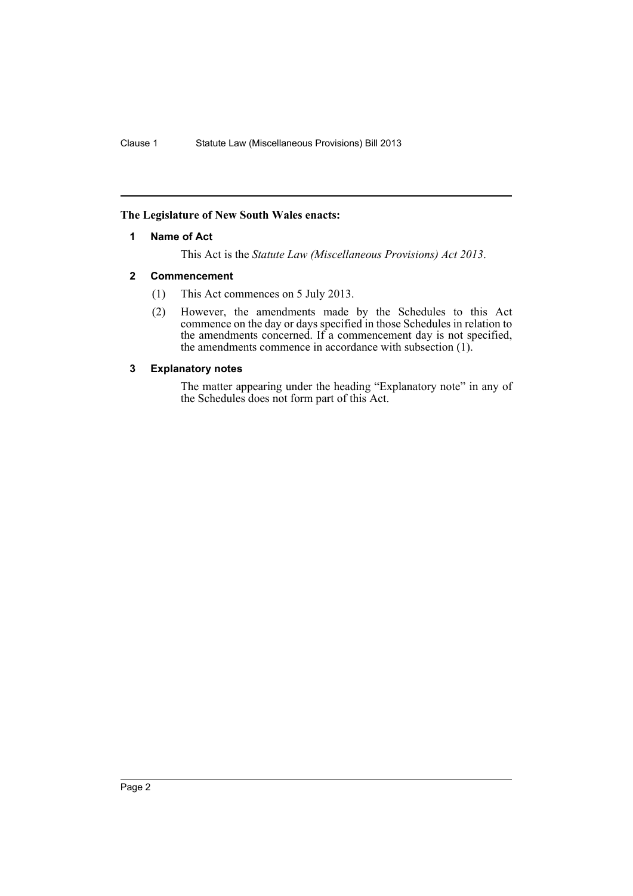**The Legislature of New South Wales enacts:**

## 1 Name of Act

This Act is the *Statute Law (Miscellaneous Provisions) Act 2013*.

## 2 Commencement

(1) This Act commences on 5 July 2013.

(2) However, the amendments made by the Schedules to this Act commence on the day or days specified in those Schedules in relation to the amendments concerned. If a commencement day is not specified, the amendments commence in accordance with subsection (1).

## 3 Explanatory notes

The matter appearing under the heading "Explanatory note" in any of the Schedules does not form part of this Act.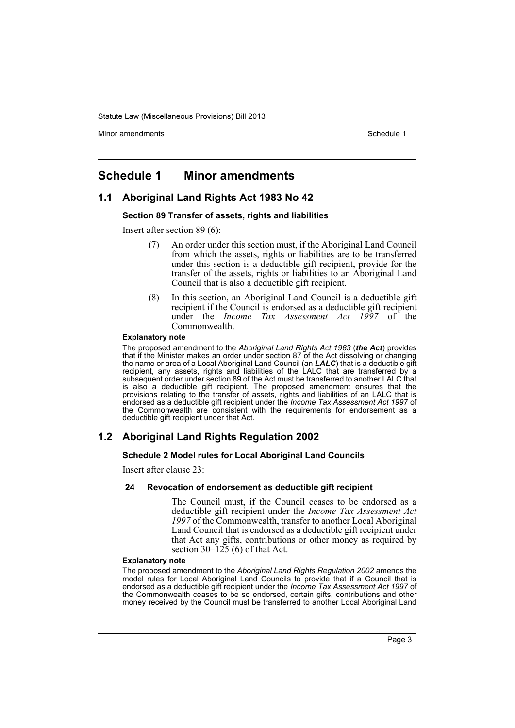# Schedule 1 Minor amendments

## 1.1 Aboriginal Land Rights Act 1983 No 42

### Section 89 Transfer of assets, rights and liabilities

Insert after section 89 (6):

> (7) An order under this section must, if the Aboriginal Land Council from which the assets, rights or liabilities are to be transferred under this section is a deductible gift recipient, provide for the transfer of the assets, rights or liabilities to an Aboriginal Land Council that is also a deductible gift recipient.
>
> (8) In this section, an Aboriginal Land Council is a deductible gift recipient if the Council is endorsed as a deductible gift recipient under the *Income Tax Assessment Act 1997* of the Commonwealth.

**Explanatory note**

The proposed amendment to the *Aboriginal Land Rights Act 1983* (***the Act***) provides that if the Minister makes an order under section 87 of the Act dissolving or changing the name or area of a Local Aboriginal Land Council (an ***LALC***) that is a deductible gift recipient, any assets, rights and liabilities of the LALC that are transferred by a subsequent order under section 89 of the Act must be transferred to another LALC that is also a deductible gift recipient. The proposed amendment ensures that the provisions relating to the transfer of assets, rights and liabilities of an LALC that is endorsed as a deductible gift recipient under the *Income Tax Assessment Act 1997* of the Commonwealth are consistent with the requirements for endorsement as a deductible gift recipient under that Act.

## 1.2 Aboriginal Land Rights Regulation 2002

### Schedule 2 Model rules for Local Aboriginal Land Councils

Insert after clause 23:

> **24 Revocation of endorsement as deductible gift recipient**
>
> The Council must, if the Council ceases to be endorsed as a deductible gift recipient under the *Income Tax Assessment Act 1997* of the Commonwealth, transfer to another Local Aboriginal Land Council that is endorsed as a deductible gift recipient under that Act any gifts, contributions or other money as required by section 30–125 (6) of that Act.

**Explanatory note**

The proposed amendment to the *Aboriginal Land Rights Regulation 2002* amends the model rules for Local Aboriginal Land Councils to provide that if a Council that is endorsed as a deductible gift recipient under the *Income Tax Assessment Act 1997* of the Commonwealth ceases to be so endorsed, certain gifts, contributions and other money received by the Council must be transferred to another Local Aboriginal Land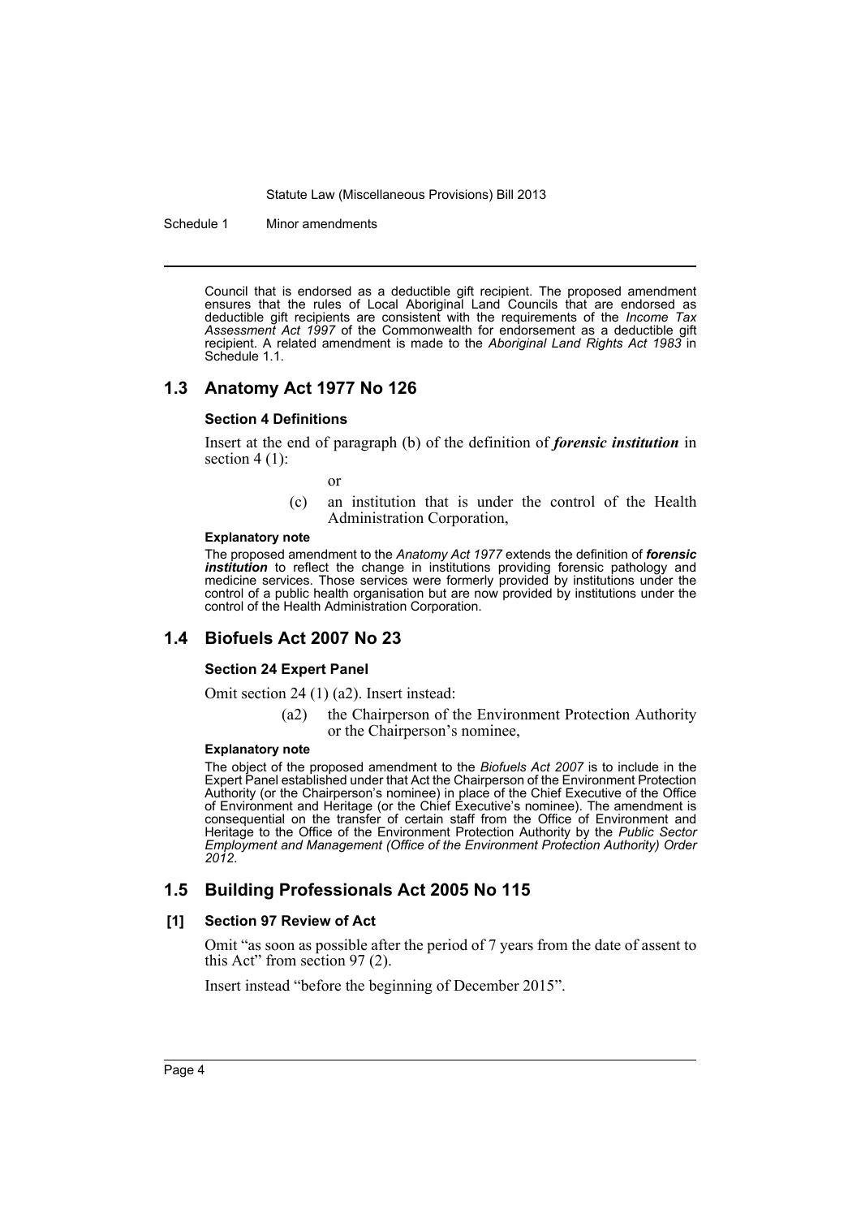Council that is endorsed as a deductible gift recipient. The proposed amendment ensures that the rules of Local Aboriginal Land Councils that are endorsed as deductible gift recipients are consistent with the requirements of the *Income Tax Assessment Act 1997* of the Commonwealth for endorsement as a deductible gift recipient. A related amendment is made to the *Aboriginal Land Rights Act 1983* in Schedule 1.1.

## 1.3 Anatomy Act 1977 No 126

### Section 4 Definitions

Insert at the end of paragraph (b) of the definition of ***forensic institution*** in section 4 (1):

or

(c) an institution that is under the control of the Health Administration Corporation,

**Explanatory note**

The proposed amendment to the *Anatomy Act 1977* extends the definition of ***forensic institution*** to reflect the change in institutions providing forensic pathology and medicine services. Those services were formerly provided by institutions under the control of a public health organisation but are now provided by institutions under the control of the Health Administration Corporation.

## 1.4 Biofuels Act 2007 No 23

### Section 24 Expert Panel

Omit section 24 (1) (a2). Insert instead:

(a2) the Chairperson of the Environment Protection Authority or the Chairperson's nominee,

**Explanatory note**

The object of the proposed amendment to the *Biofuels Act 2007* is to include in the Expert Panel established under that Act the Chairperson of the Environment Protection Authority (or the Chairperson's nominee) in place of the Chief Executive of the Office of Environment and Heritage (or the Chief Executive's nominee). The amendment is consequential on the transfer of certain staff from the Office of Environment and Heritage to the Office of the Environment Protection Authority by the *Public Sector Employment and Management (Office of the Environment Protection Authority) Order 2012*.

## 1.5 Building Professionals Act 2005 No 115

### [1] Section 97 Review of Act

Omit "as soon as possible after the period of 7 years from the date of assent to this Act" from section 97 (2).

Insert instead "before the beginning of December 2015".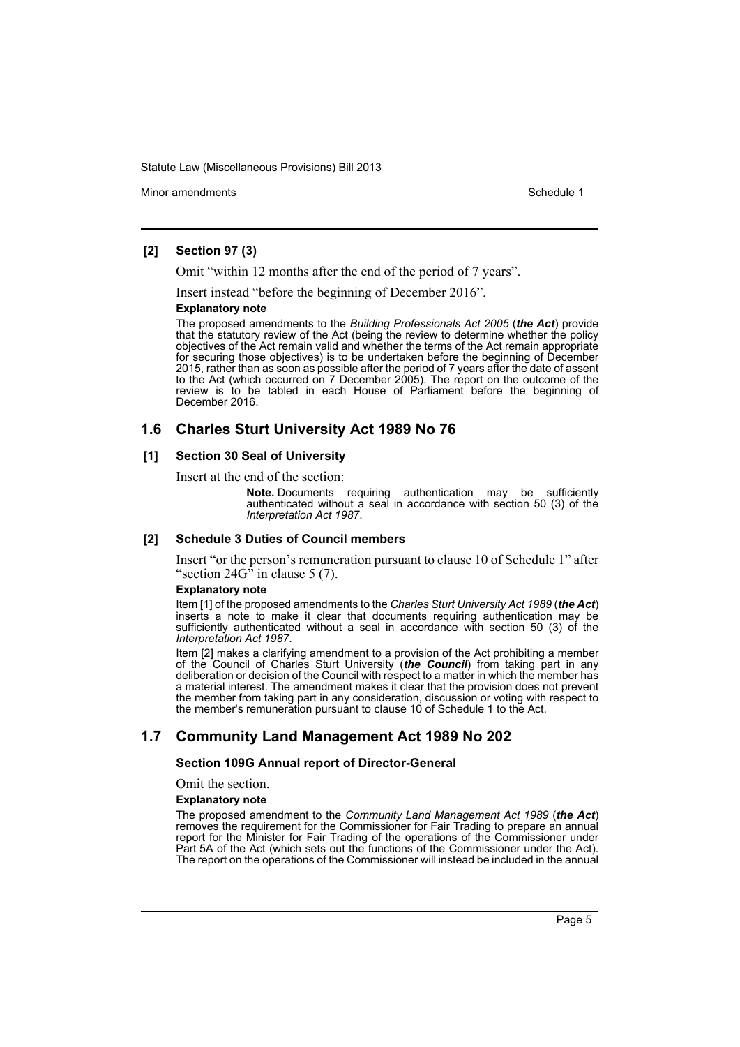**[2] Section 97 (3)**

Omit "within 12 months after the end of the period of 7 years".

Insert instead "before the beginning of December 2016".

**Explanatory note**

The proposed amendments to the *Building Professionals Act 2005* (***the Act***) provide that the statutory review of the Act (being the review to determine whether the policy objectives of the Act remain valid and whether the terms of the Act remain appropriate for securing those objectives) is to be undertaken before the beginning of December 2015, rather than as soon as possible after the period of 7 years after the date of assent to the Act (which occurred on 7 December 2005). The report on the outcome of the review is to be tabled in each House of Parliament before the beginning of December 2016.

## 1.6 Charles Sturt University Act 1989 No 76

**[1] Section 30 Seal of University**

Insert at the end of the section:

> **Note.** Documents requiring authentication may be sufficiently authenticated without a seal in accordance with section 50 (3) of the *Interpretation Act 1987*.

**[2] Schedule 3 Duties of Council members**

Insert "or the person's remuneration pursuant to clause 10 of Schedule 1" after "section 24G" in clause 5 (7).

**Explanatory note**

Item [1] of the proposed amendments to the *Charles Sturt University Act 1989* (***the Act***) inserts a note to make it clear that documents requiring authentication may be sufficiently authenticated without a seal in accordance with section 50 (3) of the *Interpretation Act 1987*.

Item [2] makes a clarifying amendment to a provision of the Act prohibiting a member of the Council of Charles Sturt University (***the Council***) from taking part in any deliberation or decision of the Council with respect to a matter in which the member has a material interest. The amendment makes it clear that the provision does not prevent the member from taking part in any consideration, discussion or voting with respect to the member's remuneration pursuant to clause 10 of Schedule 1 to the Act.

## 1.7 Community Land Management Act 1989 No 202

**Section 109G Annual report of Director-General**

Omit the section.

**Explanatory note**

The proposed amendment to the *Community Land Management Act 1989* (***the Act***) removes the requirement for the Commissioner for Fair Trading to prepare an annual report for the Minister for Fair Trading of the operations of the Commissioner under Part 5A of the Act (which sets out the functions of the Commissioner under the Act). The report on the operations of the Commissioner will instead be included in the annual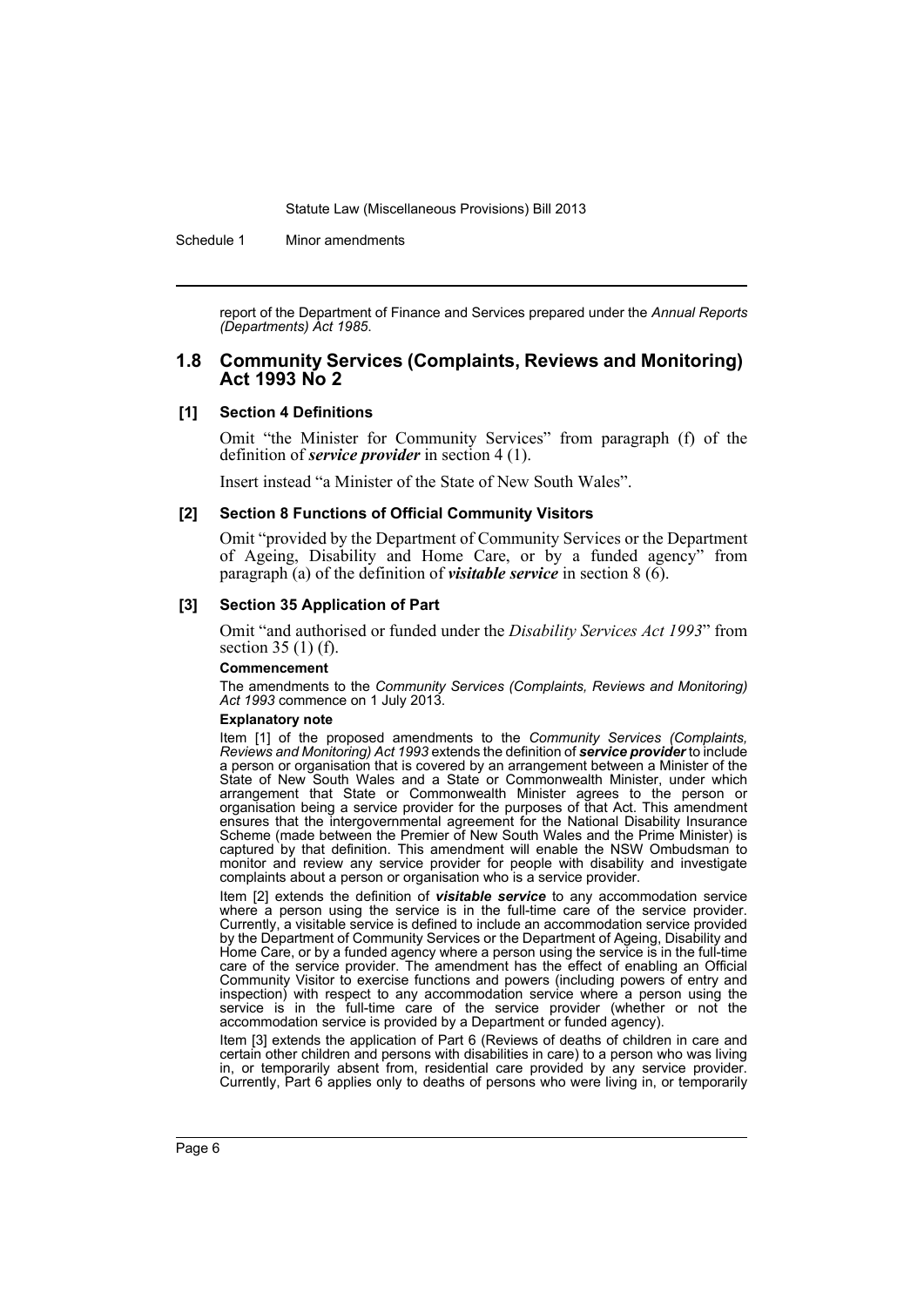report of the Department of Finance and Services prepared under the *Annual Reports (Departments) Act 1985*.

## 1.8 Community Services (Complaints, Reviews and Monitoring) Act 1993 No 2

### [1] Section 4 Definitions

Omit "the Minister for Community Services" from paragraph (f) of the definition of ***service provider*** in section 4 (1).

Insert instead "a Minister of the State of New South Wales".

### [2] Section 8 Functions of Official Community Visitors

Omit "provided by the Department of Community Services or the Department of Ageing, Disability and Home Care, or by a funded agency" from paragraph (a) of the definition of ***visitable service*** in section 8 (6).

### [3] Section 35 Application of Part

Omit "and authorised or funded under the *Disability Services Act 1993*" from section 35 (1) (f).

**Commencement**

The amendments to the *Community Services (Complaints, Reviews and Monitoring) Act 1993* commence on 1 July 2013.

**Explanatory note**

Item [1] of the proposed amendments to the *Community Services (Complaints, Reviews and Monitoring) Act 1993* extends the definition of ***service provider*** to include a person or organisation that is covered by an arrangement between a Minister of the State of New South Wales and a State or Commonwealth Minister, under which arrangement that State or Commonwealth Minister agrees to the person or organisation being a service provider for the purposes of that Act. This amendment ensures that the intergovernmental agreement for the National Disability Insurance Scheme (made between the Premier of New South Wales and the Prime Minister) is captured by that definition. This amendment will enable the NSW Ombudsman to monitor and review any service provider for people with disability and investigate complaints about a person or organisation who is a service provider.

Item [2] extends the definition of ***visitable service*** to any accommodation service where a person using the service is in the full-time care of the service provider. Currently, a visitable service is defined to include an accommodation service provided by the Department of Community Services or the Department of Ageing, Disability and Home Care, or by a funded agency where a person using the service is in the full-time care of the service provider. The amendment has the effect of enabling an Official Community Visitor to exercise functions and powers (including powers of entry and inspection) with respect to any accommodation service where a person using the service is in the full-time care of the service provider (whether or not the accommodation service is provided by a Department or funded agency).

Item [3] extends the application of Part 6 (Reviews of deaths of children in care and certain other children and persons with disabilities in care) to a person who was living in, or temporarily absent from, residential care provided by any service provider. Currently, Part 6 applies only to deaths of persons who were living in, or temporarily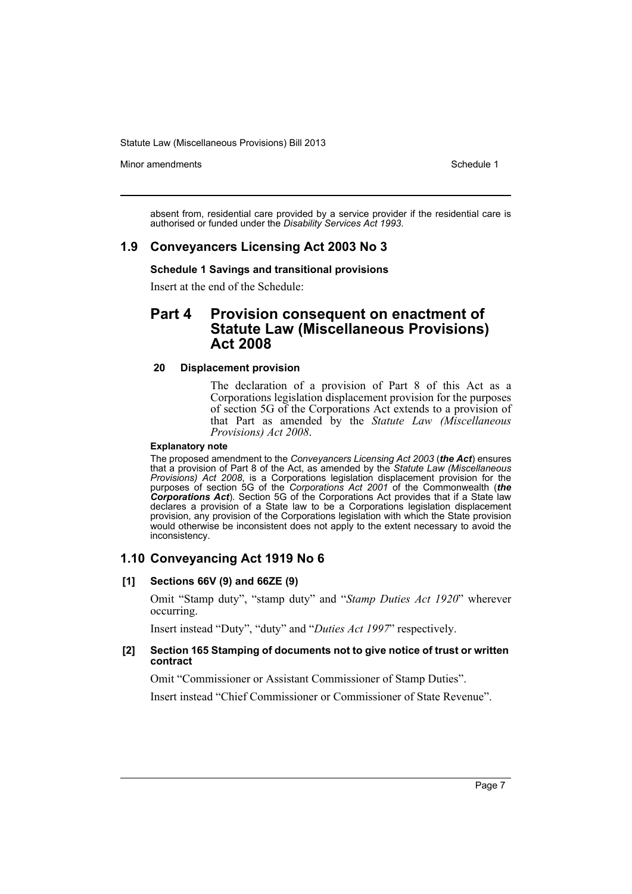absent from, residential care provided by a service provider if the residential care is authorised or funded under the *Disability Services Act 1993*.

## 1.9 Conveyancers Licensing Act 2003 No 3

**Schedule 1 Savings and transitional provisions**

Insert at the end of the Schedule:

## Part 4 Provision consequent on enactment of Statute Law (Miscellaneous Provisions) Act 2008

**20 Displacement provision**

The declaration of a provision of Part 8 of this Act as a Corporations legislation displacement provision for the purposes of section 5G of the Corporations Act extends to a provision of that Part as amended by the *Statute Law (Miscellaneous Provisions) Act 2008*.

**Explanatory note**

The proposed amendment to the *Conveyancers Licensing Act 2003* (***the Act***) ensures that a provision of Part 8 of the Act, as amended by the *Statute Law (Miscellaneous Provisions) Act 2008*, is a Corporations legislation displacement provision for the purposes of section 5G of the *Corporations Act 2001* of the Commonwealth (***the Corporations Act***). Section 5G of the Corporations Act provides that if a State law declares a provision of a State law to be a Corporations legislation displacement provision, any provision of the Corporations legislation with which the State provision would otherwise be inconsistent does not apply to the extent necessary to avoid the inconsistency.

## 1.10 Conveyancing Act 1919 No 6

**[1] Sections 66V (9) and 66ZE (9)**

Omit "Stamp duty", "stamp duty" and "*Stamp Duties Act 1920*" wherever occurring.

Insert instead "Duty", "duty" and "*Duties Act 1997*" respectively.

**[2] Section 165 Stamping of documents not to give notice of trust or written contract**

Omit "Commissioner or Assistant Commissioner of Stamp Duties".

Insert instead "Chief Commissioner or Commissioner of State Revenue".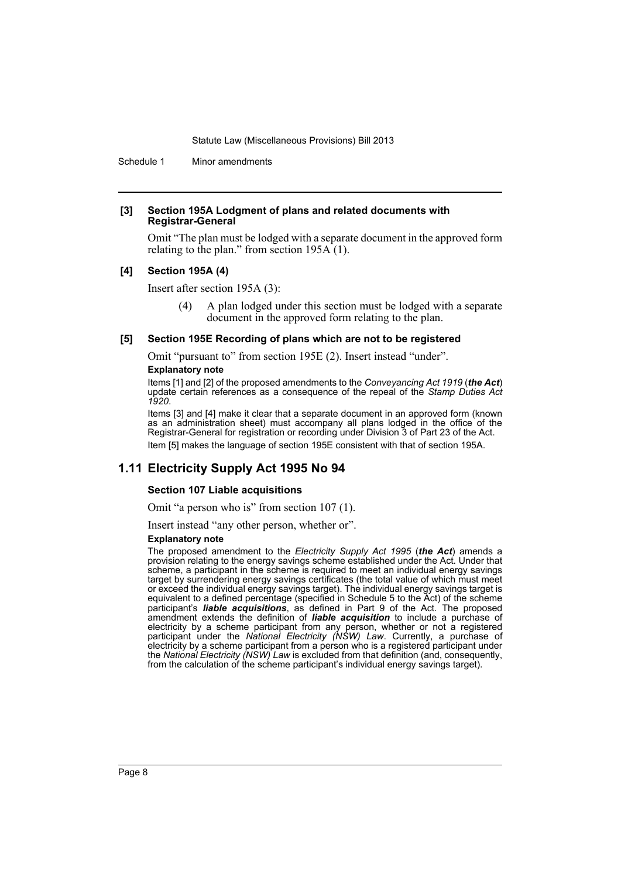**[3] Section 195A Lodgment of plans and related documents with Registrar-General**

Omit "The plan must be lodged with a separate document in the approved form relating to the plan." from section 195A (1).

**[4] Section 195A (4)**

Insert after section 195A (3):

> (4) A plan lodged under this section must be lodged with a separate document in the approved form relating to the plan.

**[5] Section 195E Recording of plans which are not to be registered**

Omit "pursuant to" from section 195E (2). Insert instead "under".

**Explanatory note**

Items [1] and [2] of the proposed amendments to the *Conveyancing Act 1919* (***the Act***) update certain references as a consequence of the repeal of the *Stamp Duties Act 1920*.

Items [3] and [4] make it clear that a separate document in an approved form (known as an administration sheet) must accompany all plans lodged in the office of the Registrar-General for registration or recording under Division 3 of Part 23 of the Act.

Item [5] makes the language of section 195E consistent with that of section 195A.

## 1.11 Electricity Supply Act 1995 No 94

**Section 107 Liable acquisitions**

Omit "a person who is" from section 107 (1).

Insert instead "any other person, whether or".

**Explanatory note**

The proposed amendment to the *Electricity Supply Act 1995* (***the Act***) amends a provision relating to the energy savings scheme established under the Act. Under that scheme, a participant in the scheme is required to meet an individual energy savings target by surrendering energy savings certificates (the total value of which must meet or exceed the individual energy savings target). The individual energy savings target is equivalent to a defined percentage (specified in Schedule 5 to the Act) of the scheme participant's ***liable acquisitions***, as defined in Part 9 of the Act. The proposed amendment extends the definition of ***liable acquisition*** to include a purchase of electricity by a scheme participant from any person, whether or not a registered participant under the *National Electricity (NSW) Law*. Currently, a purchase of electricity by a scheme participant from a person who is a registered participant under the *National Electricity (NSW) Law* is excluded from that definition (and, consequently, from the calculation of the scheme participant's individual energy savings target).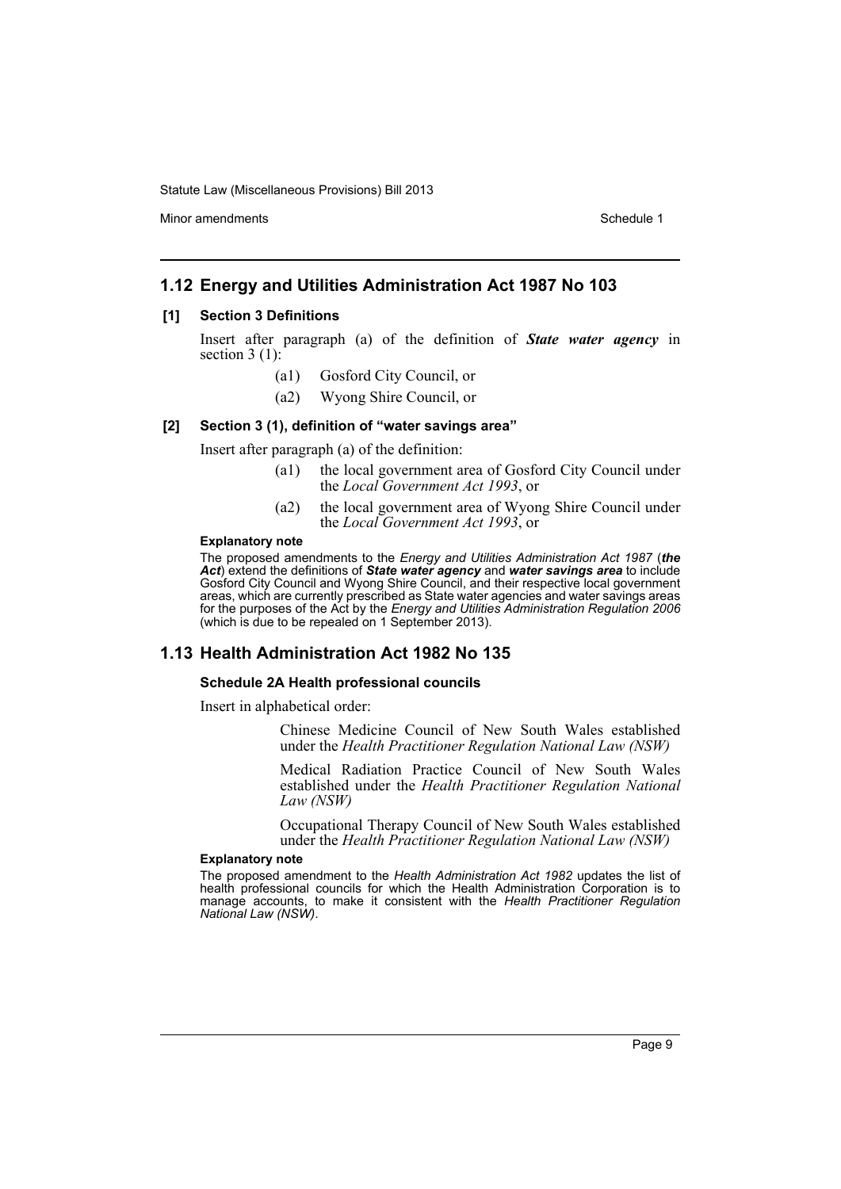## 1.12 Energy and Utilities Administration Act 1987 No 103

### [1] Section 3 Definitions

Insert after paragraph (a) of the definition of ***State water agency*** in section 3 (1):

> (a1) Gosford City Council, or
>
> (a2) Wyong Shire Council, or

### [2] Section 3 (1), definition of "water savings area"

Insert after paragraph (a) of the definition:

> (a1) the local government area of Gosford City Council under the *Local Government Act 1993*, or
>
> (a2) the local government area of Wyong Shire Council under the *Local Government Act 1993*, or

#### Explanatory note

The proposed amendments to the *Energy and Utilities Administration Act 1987* (***the Act***) extend the definitions of ***State water agency*** and ***water savings area*** to include Gosford City Council and Wyong Shire Council, and their respective local government areas, which are currently prescribed as State water agencies and water savings areas for the purposes of the Act by the *Energy and Utilities Administration Regulation 2006* (which is due to be repealed on 1 September 2013).

## 1.13 Health Administration Act 1982 No 135

### Schedule 2A Health professional councils

Insert in alphabetical order:

> Chinese Medicine Council of New South Wales established under the *Health Practitioner Regulation National Law (NSW)*
>
> Medical Radiation Practice Council of New South Wales established under the *Health Practitioner Regulation National Law (NSW)*
>
> Occupational Therapy Council of New South Wales established under the *Health Practitioner Regulation National Law (NSW)*

#### Explanatory note

The proposed amendment to the *Health Administration Act 1982* updates the list of health professional councils for which the Health Administration Corporation is to manage accounts, to make it consistent with the *Health Practitioner Regulation National Law (NSW)*.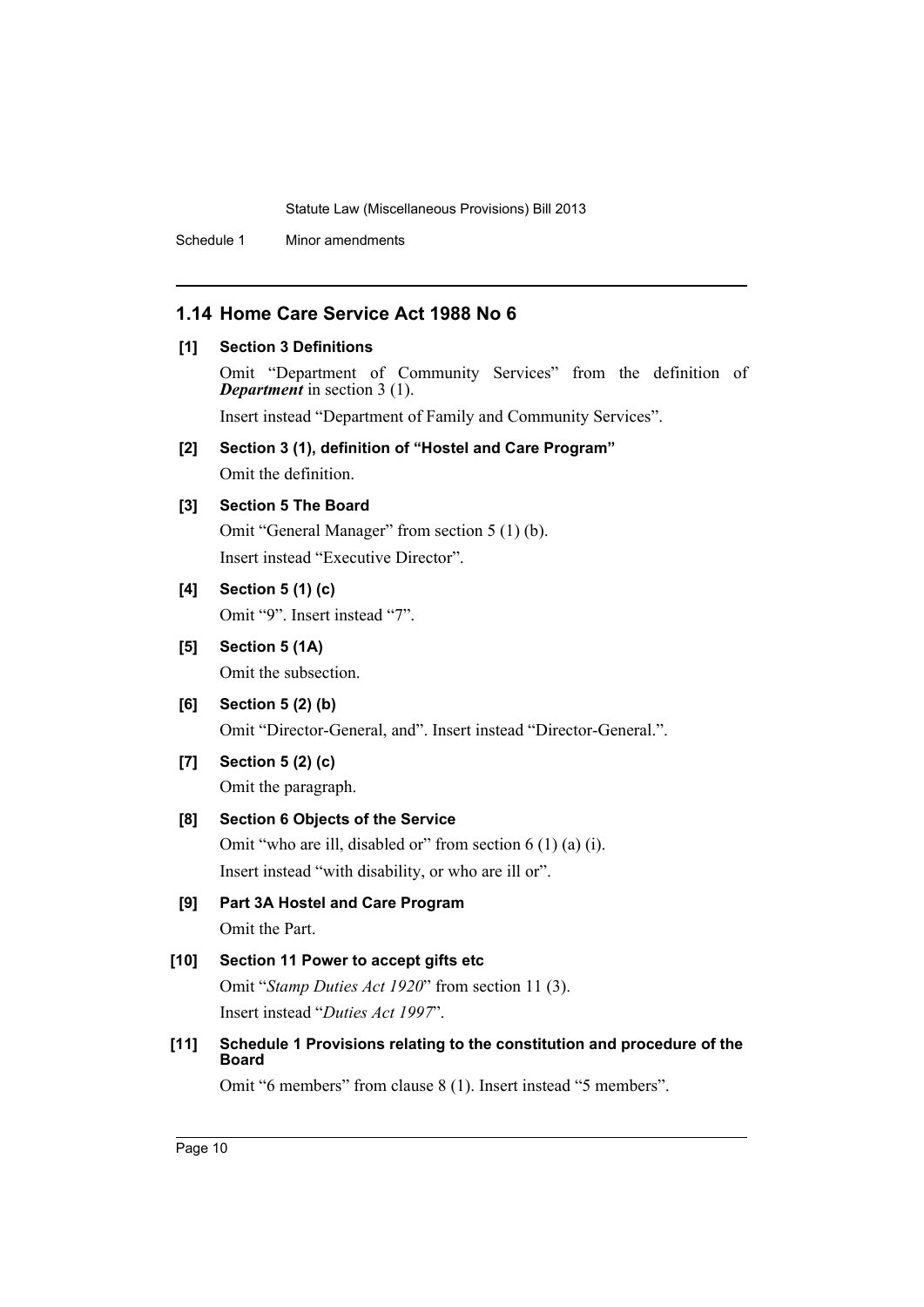## 1.14 Home Care Service Act 1988 No 6

**[1] Section 3 Definitions**

Omit "Department of Community Services" from the definition of ***Department*** in section 3 (1).

Insert instead "Department of Family and Community Services".

**[2] Section 3 (1), definition of "Hostel and Care Program"**

Omit the definition.

**[3] Section 5 The Board**

Omit "General Manager" from section 5 (1) (b).

Insert instead "Executive Director".

**[4] Section 5 (1) (c)**

Omit "9". Insert instead "7".

**[5] Section 5 (1A)**

Omit the subsection.

**[6] Section 5 (2) (b)**

Omit "Director-General, and". Insert instead "Director-General.".

**[7] Section 5 (2) (c)**

Omit the paragraph.

**[8] Section 6 Objects of the Service**

Omit "who are ill, disabled or" from section 6 (1) (a) (i).

Insert instead "with disability, or who are ill or".

**[9] Part 3A Hostel and Care Program**

Omit the Part.

**[10] Section 11 Power to accept gifts etc**

Omit "*Stamp Duties Act 1920*" from section 11 (3).

Insert instead "*Duties Act 1997*".

**[11] Schedule 1 Provisions relating to the constitution and procedure of the Board**

Omit "6 members" from clause 8 (1). Insert instead "5 members".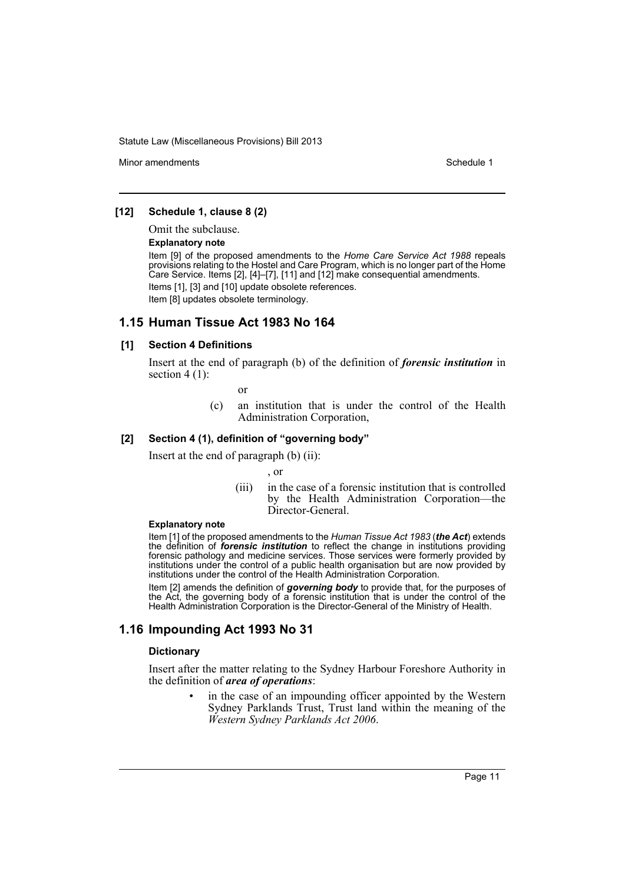### [12] Schedule 1, clause 8 (2)

Omit the subclause.

**Explanatory note**

Item [9] of the proposed amendments to the *Home Care Service Act 1988* repeals provisions relating to the Hostel and Care Program, which is no longer part of the Home Care Service. Items [2], [4]–[7], [11] and [12] make consequential amendments.

Items [1], [3] and [10] update obsolete references.

Item [8] updates obsolete terminology.

## 1.15 Human Tissue Act 1983 No 164

### [1] Section 4 Definitions

Insert at the end of paragraph (b) of the definition of ***forensic institution*** in section 4 (1):

or

(c) an institution that is under the control of the Health Administration Corporation,

### [2] Section 4 (1), definition of "governing body"

Insert at the end of paragraph (b) (ii):

, or

(iii) in the case of a forensic institution that is controlled by the Health Administration Corporation—the Director-General.

**Explanatory note**

Item [1] of the proposed amendments to the *Human Tissue Act 1983* (***the Act***) extends the definition of ***forensic institution*** to reflect the change in institutions providing forensic pathology and medicine services. Those services were formerly provided by institutions under the control of a public health organisation but are now provided by institutions under the control of the Health Administration Corporation.

Item [2] amends the definition of ***governing body*** to provide that, for the purposes of the Act, the governing body of a forensic institution that is under the control of the Health Administration Corporation is the Director-General of the Ministry of Health.

## 1.16 Impounding Act 1993 No 31

### Dictionary

Insert after the matter relating to the Sydney Harbour Foreshore Authority in the definition of ***area of operations***:

- in the case of an impounding officer appointed by the Western Sydney Parklands Trust, Trust land within the meaning of the *Western Sydney Parklands Act 2006*.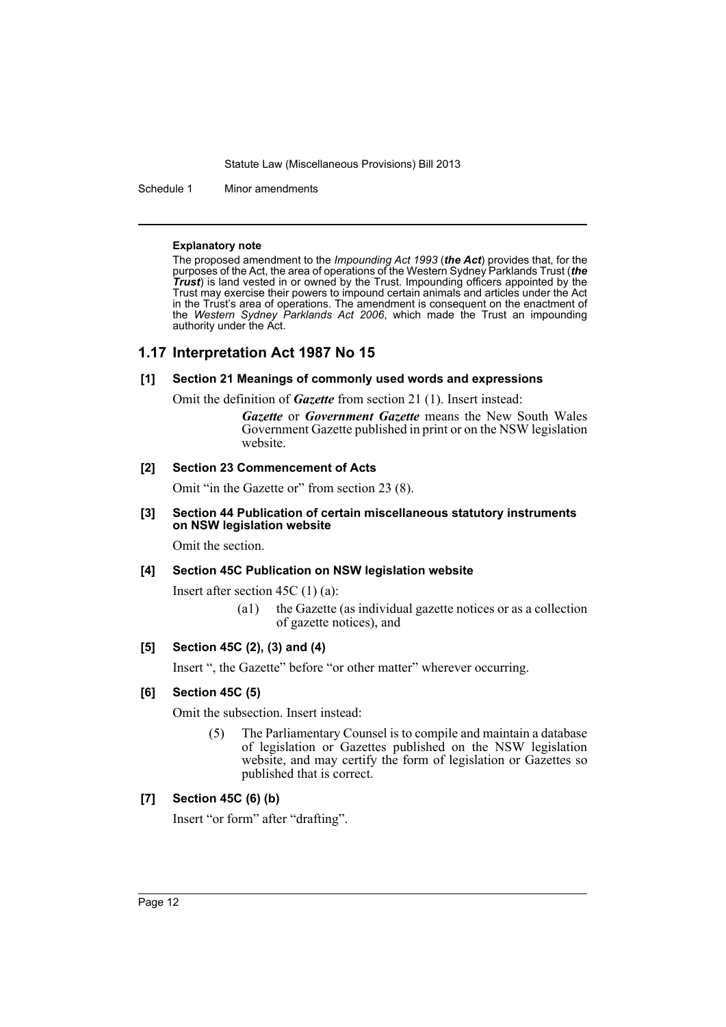#### Explanatory note

The proposed amendment to the *Impounding Act 1993* (***the Act***) provides that, for the purposes of the Act, the area of operations of the Western Sydney Parklands Trust (***the Trust***) is land vested in or owned by the Trust. Impounding officers appointed by the Trust may exercise their powers to impound certain animals and articles under the Act in the Trust's area of operations. The amendment is consequent on the enactment of the *Western Sydney Parklands Act 2006*, which made the Trust an impounding authority under the Act.

## 1.17 Interpretation Act 1987 No 15

### [1] Section 21 Meanings of commonly used words and expressions

Omit the definition of ***Gazette*** from section 21 (1). Insert instead:

> ***Gazette*** or ***Government Gazette*** means the New South Wales Government Gazette published in print or on the NSW legislation website.

### [2] Section 23 Commencement of Acts

Omit "in the Gazette or" from section 23 (8).

### [3] Section 44 Publication of certain miscellaneous statutory instruments on NSW legislation website

Omit the section.

### [4] Section 45C Publication on NSW legislation website

Insert after section 45C (1) (a):

> (a1) the Gazette (as individual gazette notices or as a collection of gazette notices), and

### [5] Section 45C (2), (3) and (4)

Insert ", the Gazette" before "or other matter" wherever occurring.

### [6] Section 45C (5)

Omit the subsection. Insert instead:

> (5) The Parliamentary Counsel is to compile and maintain a database of legislation or Gazettes published on the NSW legislation website, and may certify the form of legislation or Gazettes so published that is correct.

### [7] Section 45C (6) (b)

Insert "or form" after "drafting".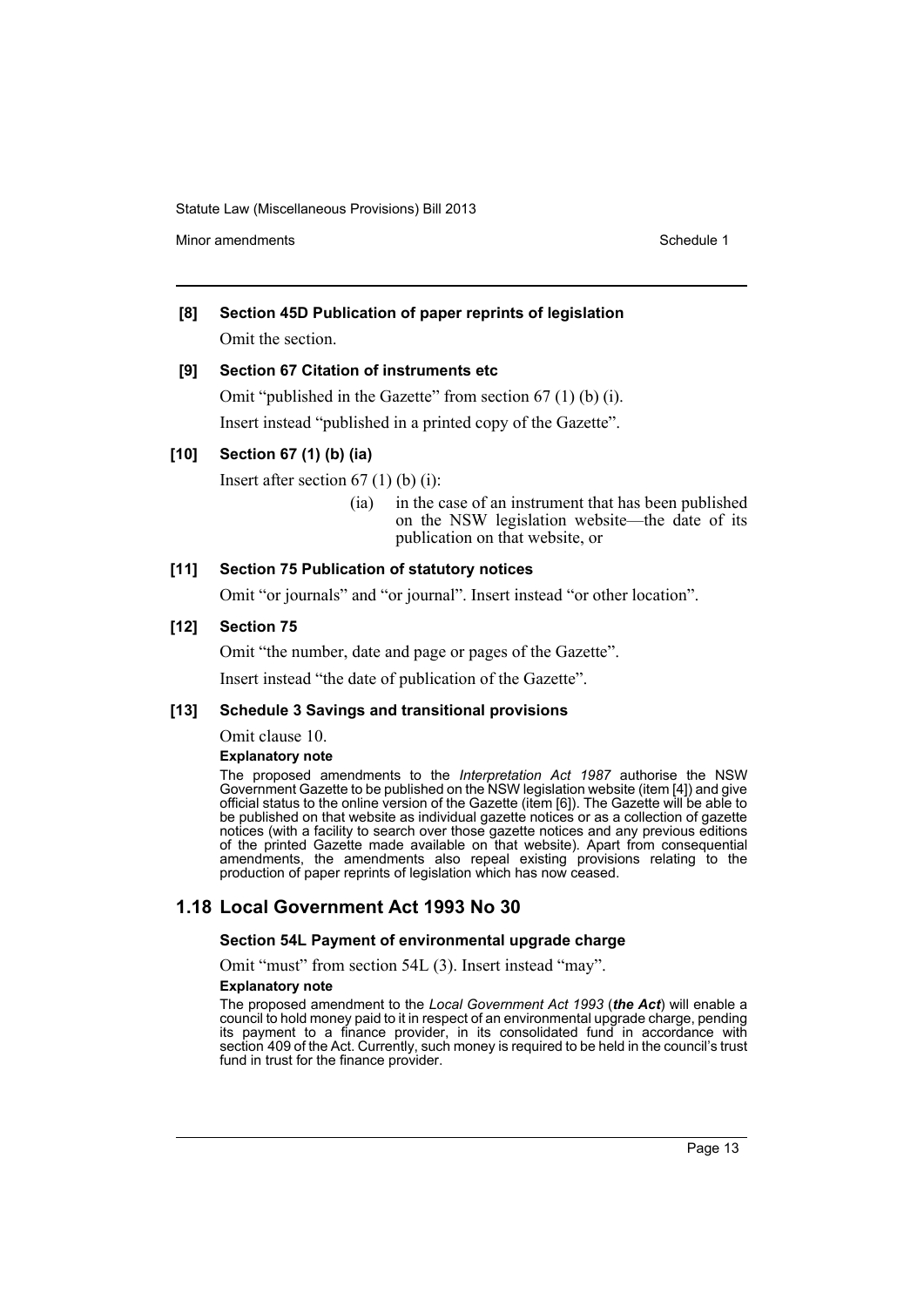**[8] Section 45D Publication of paper reprints of legislation**

Omit the section.

**[9] Section 67 Citation of instruments etc**

Omit "published in the Gazette" from section 67 (1) (b) (i).

Insert instead "published in a printed copy of the Gazette".

**[10] Section 67 (1) (b) (ia)**

Insert after section 67 (1) (b) (i):

> (ia) in the case of an instrument that has been published on the NSW legislation website—the date of its publication on that website, or

**[11] Section 75 Publication of statutory notices**

Omit "or journals" and "or journal". Insert instead "or other location".

**[12] Section 75**

Omit "the number, date and page or pages of the Gazette".

Insert instead "the date of publication of the Gazette".

**[13] Schedule 3 Savings and transitional provisions**

Omit clause 10.

**Explanatory note**

The proposed amendments to the *Interpretation Act 1987* authorise the NSW Government Gazette to be published on the NSW legislation website (item [4]) and give official status to the online version of the Gazette (item [6]). The Gazette will be able to be published on that website as individual gazette notices or as a collection of gazette notices (with a facility to search over those gazette notices and any previous editions of the printed Gazette made available on that website). Apart from consequential amendments, the amendments also repeal existing provisions relating to the production of paper reprints of legislation which has now ceased.

## 1.18 Local Government Act 1993 No 30

**Section 54L Payment of environmental upgrade charge**

Omit "must" from section 54L (3). Insert instead "may".

**Explanatory note**

The proposed amendment to the *Local Government Act 1993* (***the Act***) will enable a council to hold money paid to it in respect of an environmental upgrade charge, pending its payment to a finance provider, in its consolidated fund in accordance with section 409 of the Act. Currently, such money is required to be held in the council's trust fund in trust for the finance provider.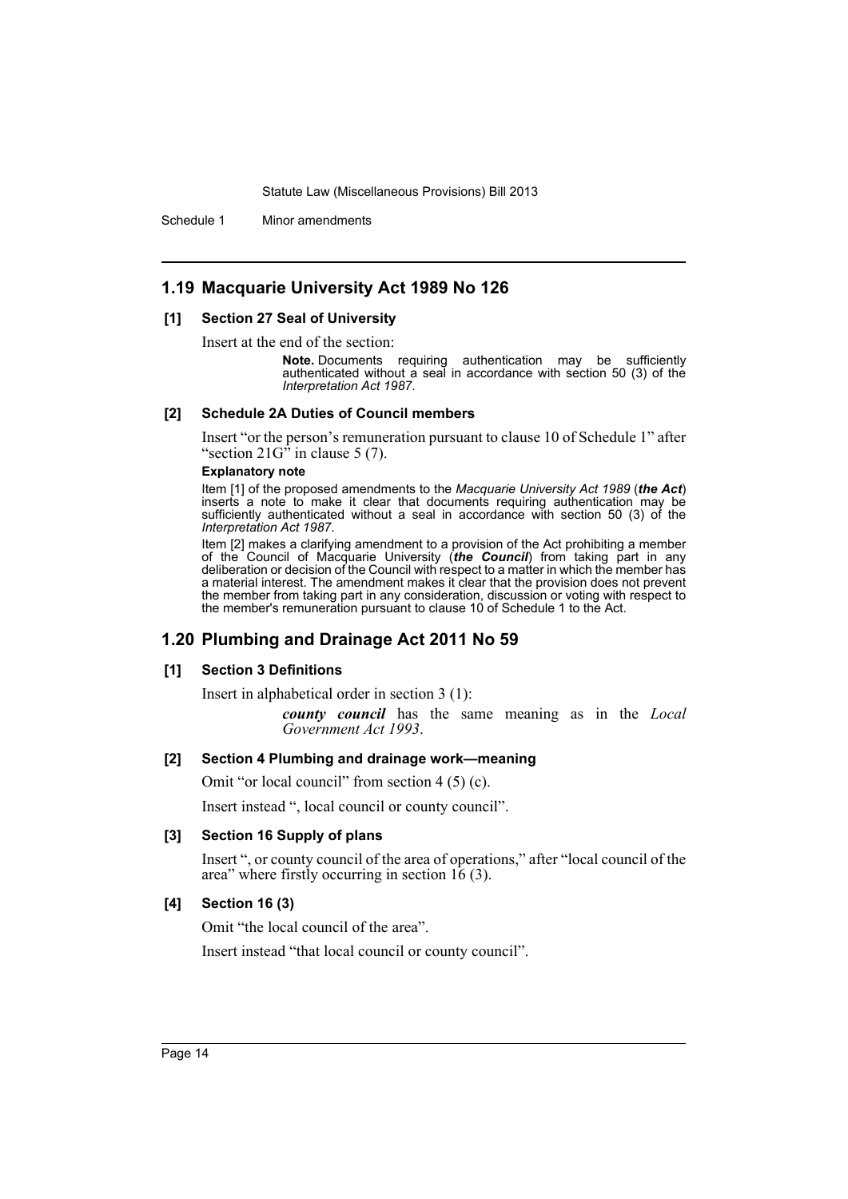## 1.19 Macquarie University Act 1989 No 126

### [1] Section 27 Seal of University

Insert at the end of the section:

> **Note.** Documents requiring authentication may be sufficiently authenticated without a seal in accordance with section 50 (3) of the *Interpretation Act 1987*.

### [2] Schedule 2A Duties of Council members

Insert "or the person's remuneration pursuant to clause 10 of Schedule 1" after "section 21G" in clause 5 (7).

#### Explanatory note

Item [1] of the proposed amendments to the *Macquarie University Act 1989* (***the Act***) inserts a note to make it clear that documents requiring authentication may be sufficiently authenticated without a seal in accordance with section 50 (3) of the *Interpretation Act 1987*.

Item [2] makes a clarifying amendment to a provision of the Act prohibiting a member of the Council of Macquarie University (***the Council***) from taking part in any deliberation or decision of the Council with respect to a matter in which the member has a material interest. The amendment makes it clear that the provision does not prevent the member from taking part in any consideration, discussion or voting with respect to the member's remuneration pursuant to clause 10 of Schedule 1 to the Act.

## 1.20 Plumbing and Drainage Act 2011 No 59

### [1] Section 3 Definitions

Insert in alphabetical order in section 3 (1):

> ***county council*** has the same meaning as in the *Local Government Act 1993*.

### [2] Section 4 Plumbing and drainage work—meaning

Omit "or local council" from section 4 (5) (c).

Insert instead ", local council or county council".

### [3] Section 16 Supply of plans

Insert ", or county council of the area of operations," after "local council of the area" where firstly occurring in section 16 (3).

### [4] Section 16 (3)

Omit "the local council of the area".

Insert instead "that local council or county council".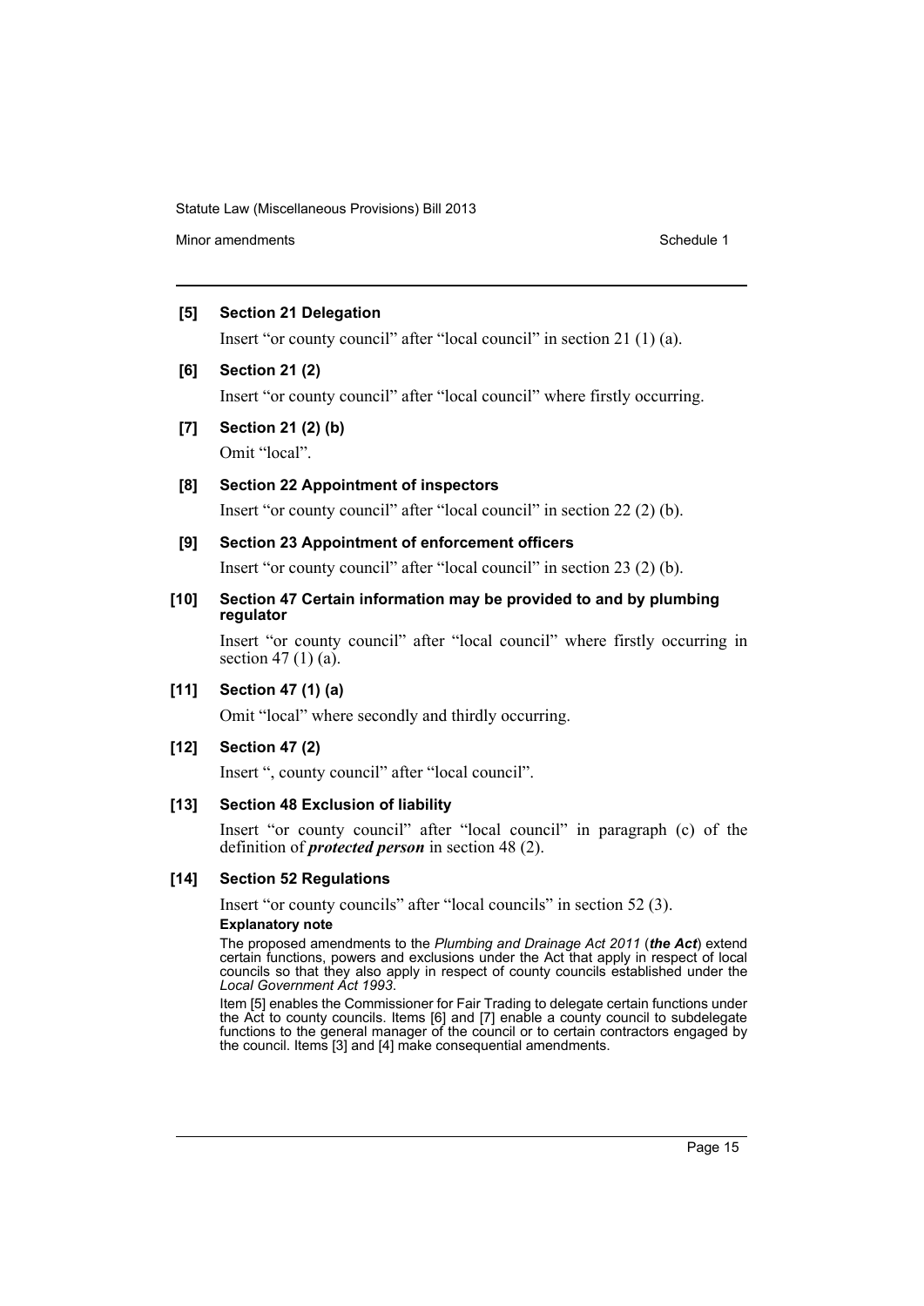**[5] Section 21 Delegation**

Insert "or county council" after "local council" in section 21 (1) (a).

**[6] Section 21 (2)**

Insert "or county council" after "local council" where firstly occurring.

**[7] Section 21 (2) (b)**

Omit "local".

**[8] Section 22 Appointment of inspectors**

Insert "or county council" after "local council" in section 22 (2) (b).

**[9] Section 23 Appointment of enforcement officers**

Insert "or county council" after "local council" in section 23 (2) (b).

**[10] Section 47 Certain information may be provided to and by plumbing regulator**

Insert "or county council" after "local council" where firstly occurring in section 47 (1) (a).

**[11] Section 47 (1) (a)**

Omit "local" where secondly and thirdly occurring.

**[12] Section 47 (2)**

Insert ", county council" after "local council".

**[13] Section 48 Exclusion of liability**

Insert "or county council" after "local council" in paragraph (c) of the definition of ***protected person*** in section 48 (2).

**[14] Section 52 Regulations**

Insert "or county councils" after "local councils" in section 52 (3).

**Explanatory note**

The proposed amendments to the *Plumbing and Drainage Act 2011* (***the Act***) extend certain functions, powers and exclusions under the Act that apply in respect of local councils so that they also apply in respect of county councils established under the *Local Government Act 1993*.

Item [5] enables the Commissioner for Fair Trading to delegate certain functions under the Act to county councils. Items [6] and [7] enable a county council to subdelegate functions to the general manager of the council or to certain contractors engaged by the council. Items [3] and [4] make consequential amendments.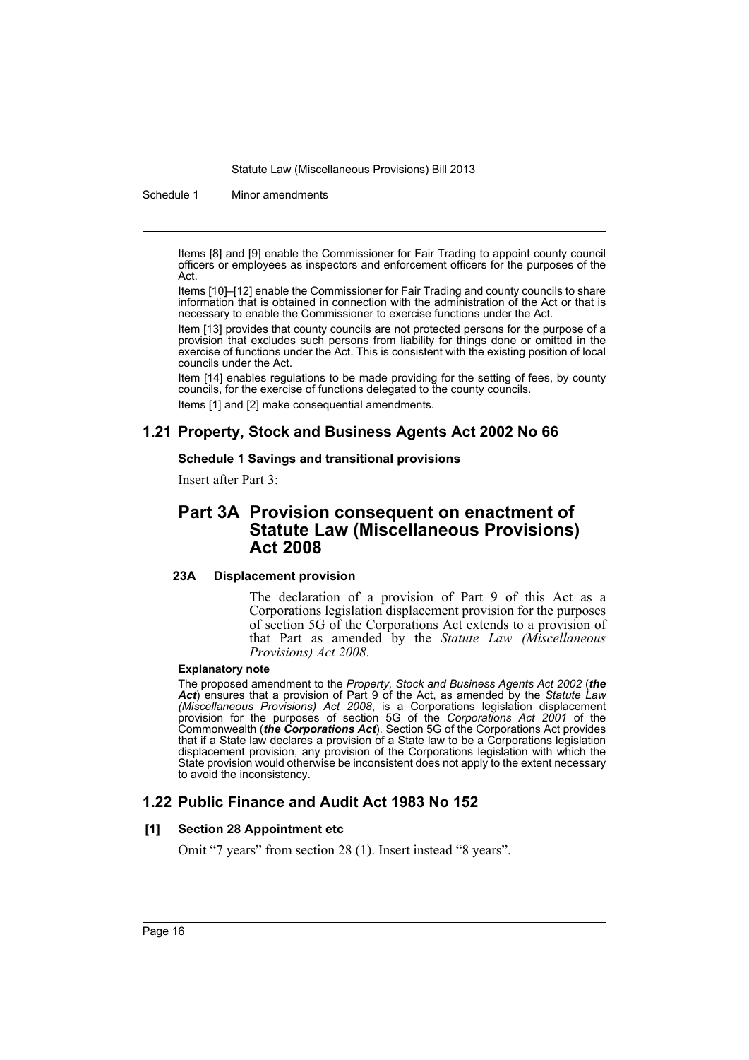Items [8] and [9] enable the Commissioner for Fair Trading to appoint county council officers or employees as inspectors and enforcement officers for the purposes of the Act.

Items [10]–[12] enable the Commissioner for Fair Trading and county councils to share information that is obtained in connection with the administration of the Act or that is necessary to enable the Commissioner to exercise functions under the Act.

Item [13] provides that county councils are not protected persons for the purpose of a provision that excludes such persons from liability for things done or omitted in the exercise of functions under the Act. This is consistent with the existing position of local councils under the Act.

Item [14] enables regulations to be made providing for the setting of fees, by county councils, for the exercise of functions delegated to the county councils.

Items [1] and [2] make consequential amendments.

## 1.21 Property, Stock and Business Agents Act 2002 No 66

**Schedule 1 Savings and transitional provisions**

Insert after Part 3:

## Part 3A Provision consequent on enactment of Statute Law (Miscellaneous Provisions) Act 2008

**23A Displacement provision**

The declaration of a provision of Part 9 of this Act as a Corporations legislation displacement provision for the purposes of section 5G of the Corporations Act extends to a provision of that Part as amended by the *Statute Law (Miscellaneous Provisions) Act 2008*.

**Explanatory note**

The proposed amendment to the *Property, Stock and Business Agents Act 2002* (***the Act***) ensures that a provision of Part 9 of the Act, as amended by the *Statute Law (Miscellaneous Provisions) Act 2008*, is a Corporations legislation displacement provision for the purposes of section 5G of the *Corporations Act 2001* of the Commonwealth (***the Corporations Act***). Section 5G of the Corporations Act provides that if a State law declares a provision of a State law to be a Corporations legislation displacement provision, any provision of the Corporations legislation with which the State provision would otherwise be inconsistent does not apply to the extent necessary to avoid the inconsistency.

## 1.22 Public Finance and Audit Act 1983 No 152

**[1] Section 28 Appointment etc**

Omit "7 years" from section 28 (1). Insert instead "8 years".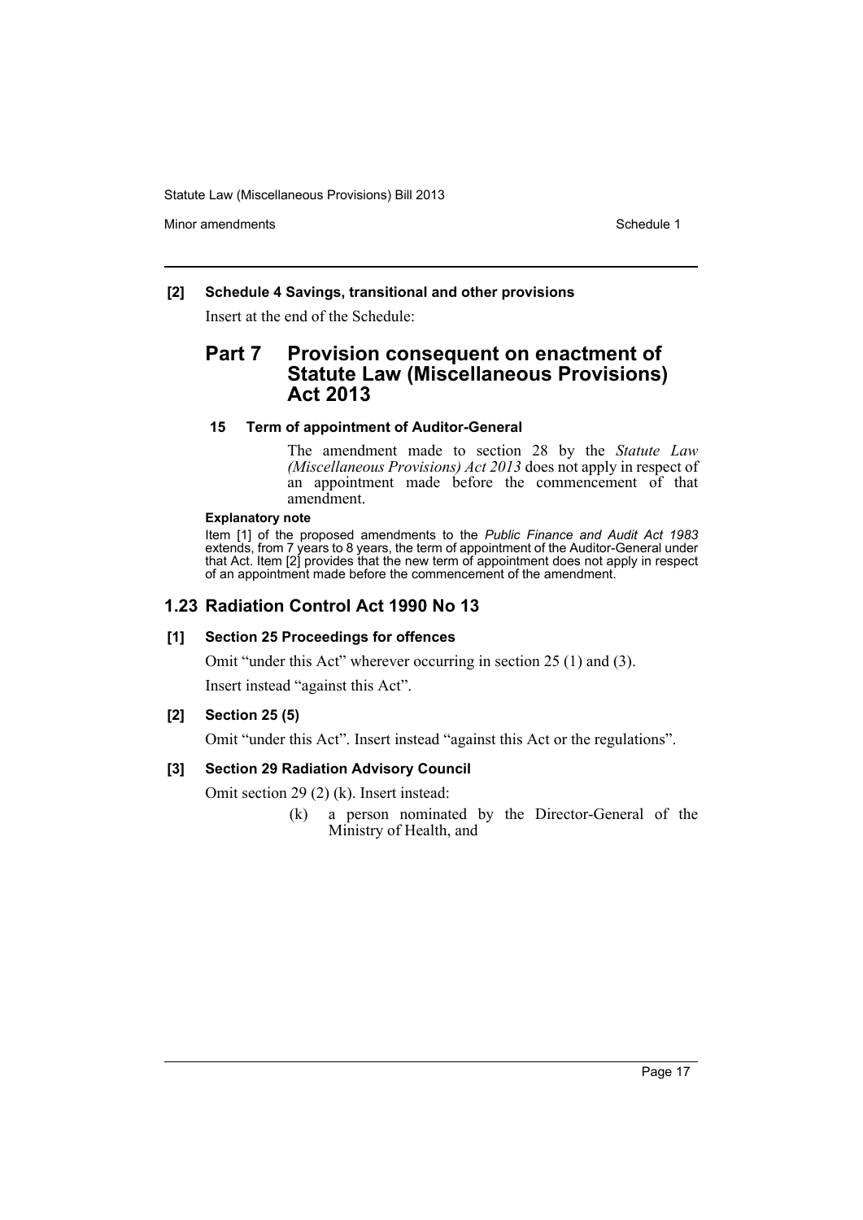**[2] Schedule 4 Savings, transitional and other provisions**

Insert at the end of the Schedule:

## Part 7 Provision consequent on enactment of Statute Law (Miscellaneous Provisions) Act 2013

**15 Term of appointment of Auditor-General**

The amendment made to section 28 by the *Statute Law (Miscellaneous Provisions) Act 2013* does not apply in respect of an appointment made before the commencement of that amendment.

**Explanatory note**

Item [1] of the proposed amendments to the *Public Finance and Audit Act 1983* extends, from 7 years to 8 years, the term of appointment of the Auditor-General under that Act. Item [2] provides that the new term of appointment does not apply in respect of an appointment made before the commencement of the amendment.

## 1.23 Radiation Control Act 1990 No 13

**[1] Section 25 Proceedings for offences**

Omit "under this Act" wherever occurring in section 25 (1) and (3).

Insert instead "against this Act".

**[2] Section 25 (5)**

Omit "under this Act". Insert instead "against this Act or the regulations".

**[3] Section 29 Radiation Advisory Council**

Omit section 29 (2) (k). Insert instead:

(k) a person nominated by the Director-General of the Ministry of Health, and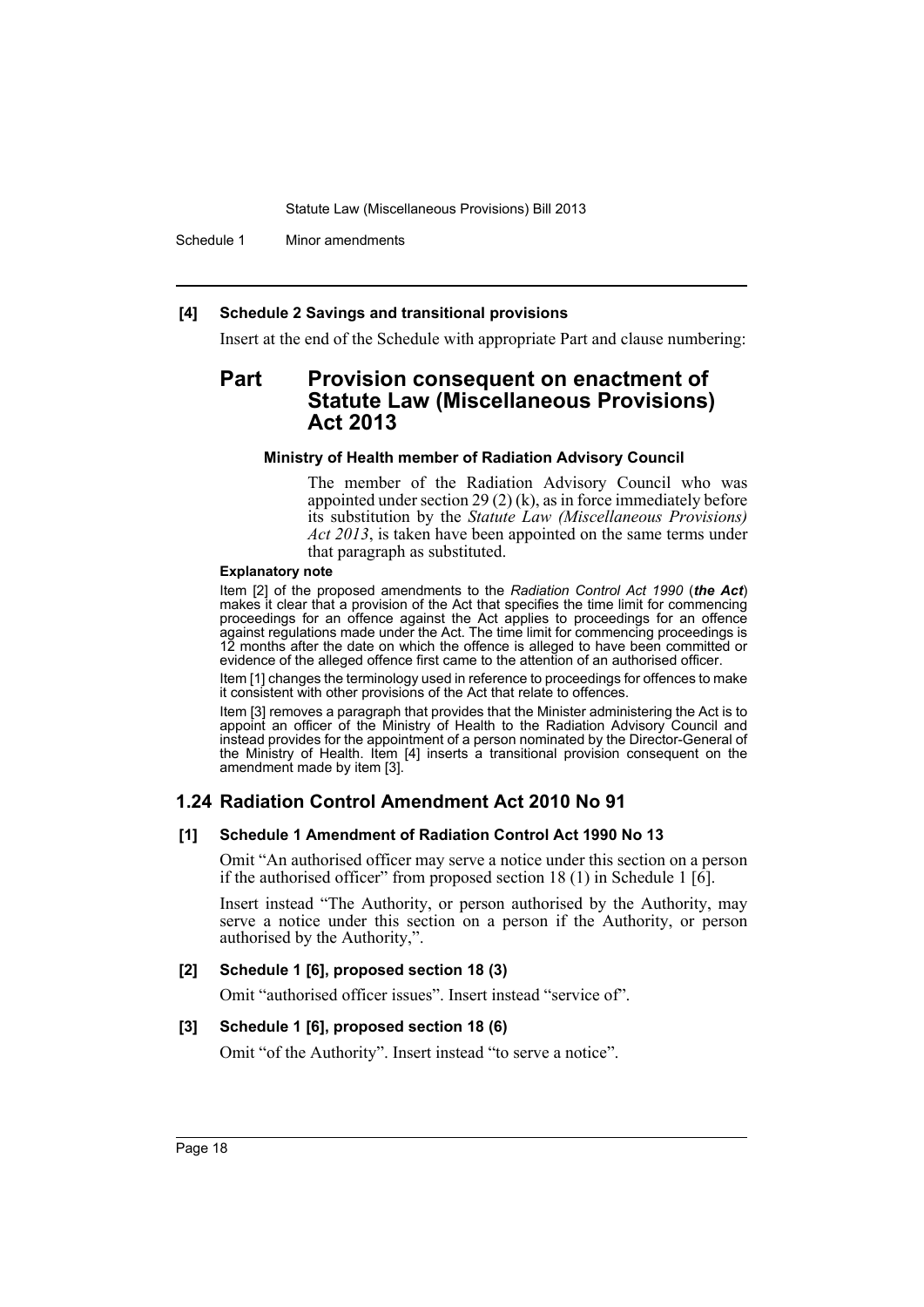**[4] Schedule 2 Savings and transitional provisions**

Insert at the end of the Schedule with appropriate Part and clause numbering:

## Part Provision consequent on enactment of Statute Law (Miscellaneous Provisions) Act 2013

**Ministry of Health member of Radiation Advisory Council**

The member of the Radiation Advisory Council who was appointed under section 29 (2) (k), as in force immediately before its substitution by the *Statute Law (Miscellaneous Provisions) Act 2013*, is taken have been appointed on the same terms under that paragraph as substituted.

**Explanatory note**

Item [2] of the proposed amendments to the *Radiation Control Act 1990* (***the Act***) makes it clear that a provision of the Act that specifies the time limit for commencing proceedings for an offence against the Act applies to proceedings for an offence against regulations made under the Act. The time limit for commencing proceedings is 12 months after the date on which the offence is alleged to have been committed or evidence of the alleged offence first came to the attention of an authorised officer.

Item [1] changes the terminology used in reference to proceedings for offences to make it consistent with other provisions of the Act that relate to offences.

Item [3] removes a paragraph that provides that the Minister administering the Act is to appoint an officer of the Ministry of Health to the Radiation Advisory Council and instead provides for the appointment of a person nominated by the Director-General of the Ministry of Health. Item [4] inserts a transitional provision consequent on the amendment made by item [3].

## 1.24 Radiation Control Amendment Act 2010 No 91

**[1] Schedule 1 Amendment of Radiation Control Act 1990 No 13**

Omit "An authorised officer may serve a notice under this section on a person if the authorised officer" from proposed section 18 (1) in Schedule 1 [6].

Insert instead "The Authority, or person authorised by the Authority, may serve a notice under this section on a person if the Authority, or person authorised by the Authority,".

**[2] Schedule 1 [6], proposed section 18 (3)**

Omit "authorised officer issues". Insert instead "service of".

**[3] Schedule 1 [6], proposed section 18 (6)**

Omit "of the Authority". Insert instead "to serve a notice".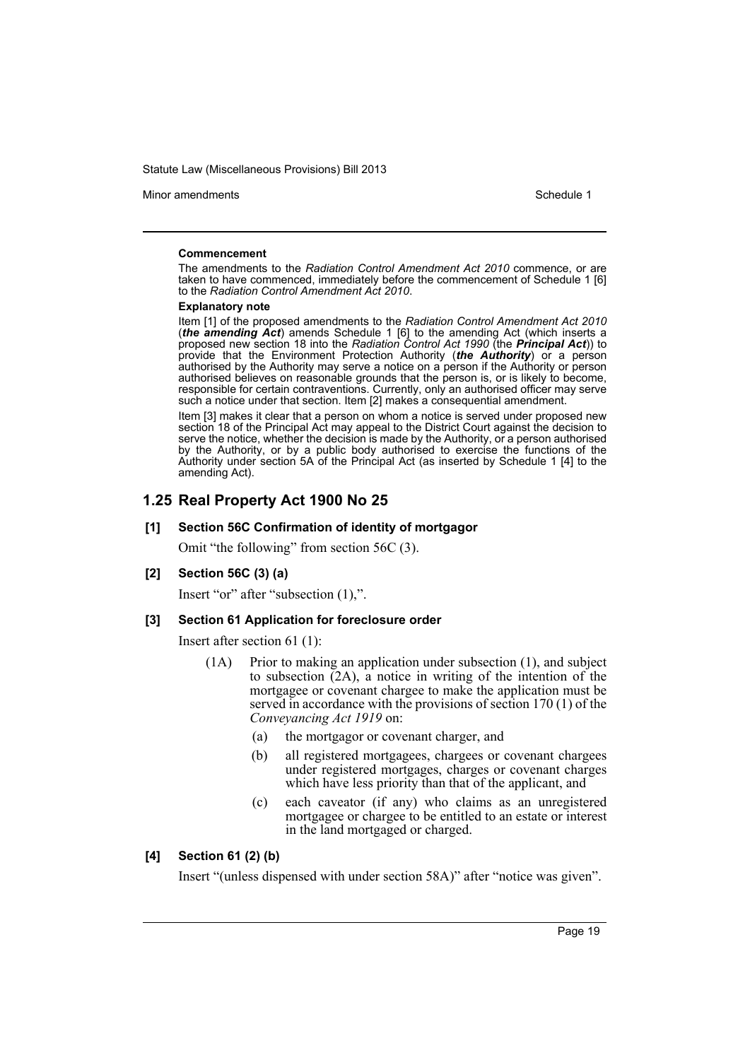#### Commencement

The amendments to the *Radiation Control Amendment Act 2010* commence, or are taken to have commenced, immediately before the commencement of Schedule 1 [6] to the *Radiation Control Amendment Act 2010*.

#### Explanatory note

Item [1] of the proposed amendments to the *Radiation Control Amendment Act 2010* (***the amending Act***) amends Schedule 1 [6] to the amending Act (which inserts a proposed new section 18 into the *Radiation Control Act 1990* (the ***Principal Act***)) to provide that the Environment Protection Authority (***the Authority***) or a person authorised by the Authority may serve a notice on a person if the Authority or person authorised believes on reasonable grounds that the person is, or is likely to become, responsible for certain contraventions. Currently, only an authorised officer may serve such a notice under that section. Item [2] makes a consequential amendment.

Item [3] makes it clear that a person on whom a notice is served under proposed new section 18 of the Principal Act may appeal to the District Court against the decision to serve the notice, whether the decision is made by the Authority, or a person authorised by the Authority, or by a public body authorised to exercise the functions of the Authority under section 5A of the Principal Act (as inserted by Schedule 1 [4] to the amending Act).

## 1.25 Real Property Act 1900 No 25

### [1] Section 56C Confirmation of identity of mortgagor

Omit "the following" from section 56C (3).

### [2] Section 56C (3) (a)

Insert "or" after "subsection (1),".

### [3] Section 61 Application for foreclosure order

Insert after section 61 (1):

(1A) Prior to making an application under subsection (1), and subject to subsection (2A), a notice in writing of the intention of the mortgagee or covenant chargee to make the application must be served in accordance with the provisions of section 170 (1) of the *Conveyancing Act 1919* on:

(a) the mortgagor or covenant charger, and

(b) all registered mortgagees, chargees or covenant chargees under registered mortgages, charges or covenant charges which have less priority than that of the applicant, and

(c) each caveator (if any) who claims as an unregistered mortgagee or chargee to be entitled to an estate or interest in the land mortgaged or charged.

### [4] Section 61 (2) (b)

Insert "(unless dispensed with under section 58A)" after "notice was given".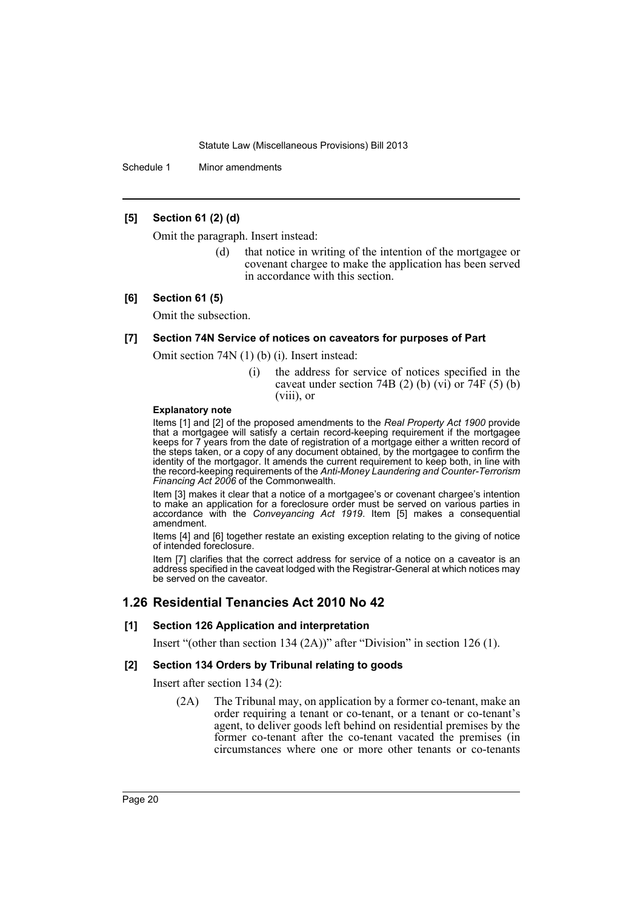**[5] Section 61 (2) (d)**

Omit the paragraph. Insert instead:

> (d) that notice in writing of the intention of the mortgagee or covenant chargee to make the application has been served in accordance with this section.

**[6] Section 61 (5)**

Omit the subsection.

**[7] Section 74N Service of notices on caveators for purposes of Part**

Omit section 74N (1) (b) (i). Insert instead:

> (i) the address for service of notices specified in the caveat under section 74B (2) (b) (vi) or 74F (5) (b) (viii), or

**Explanatory note**

Items [1] and [2] of the proposed amendments to the *Real Property Act 1900* provide that a mortgagee will satisfy a certain record-keeping requirement if the mortgagee keeps for 7 years from the date of registration of a mortgage either a written record of the steps taken, or a copy of any document obtained, by the mortgagee to confirm the identity of the mortgagor. It amends the current requirement to keep both, in line with the record-keeping requirements of the *Anti-Money Laundering and Counter-Terrorism Financing Act 2006* of the Commonwealth.

Item [3] makes it clear that a notice of a mortgagee's or covenant chargee's intention to make an application for a foreclosure order must be served on various parties in accordance with the *Conveyancing Act 1919*. Item [5] makes a consequential amendment.

Items [4] and [6] together restate an existing exception relating to the giving of notice of intended foreclosure.

Item [7] clarifies that the correct address for service of a notice on a caveator is an address specified in the caveat lodged with the Registrar-General at which notices may be served on the caveator.

## 1.26 Residential Tenancies Act 2010 No 42

**[1] Section 126 Application and interpretation**

Insert "(other than section 134 (2A))" after "Division" in section 126 (1).

**[2] Section 134 Orders by Tribunal relating to goods**

Insert after section 134 (2):

> (2A) The Tribunal may, on application by a former co-tenant, make an order requiring a tenant or co-tenant, or a tenant or co-tenant's agent, to deliver goods left behind on residential premises by the former co-tenant after the co-tenant vacated the premises (in circumstances where one or more other tenants or co-tenants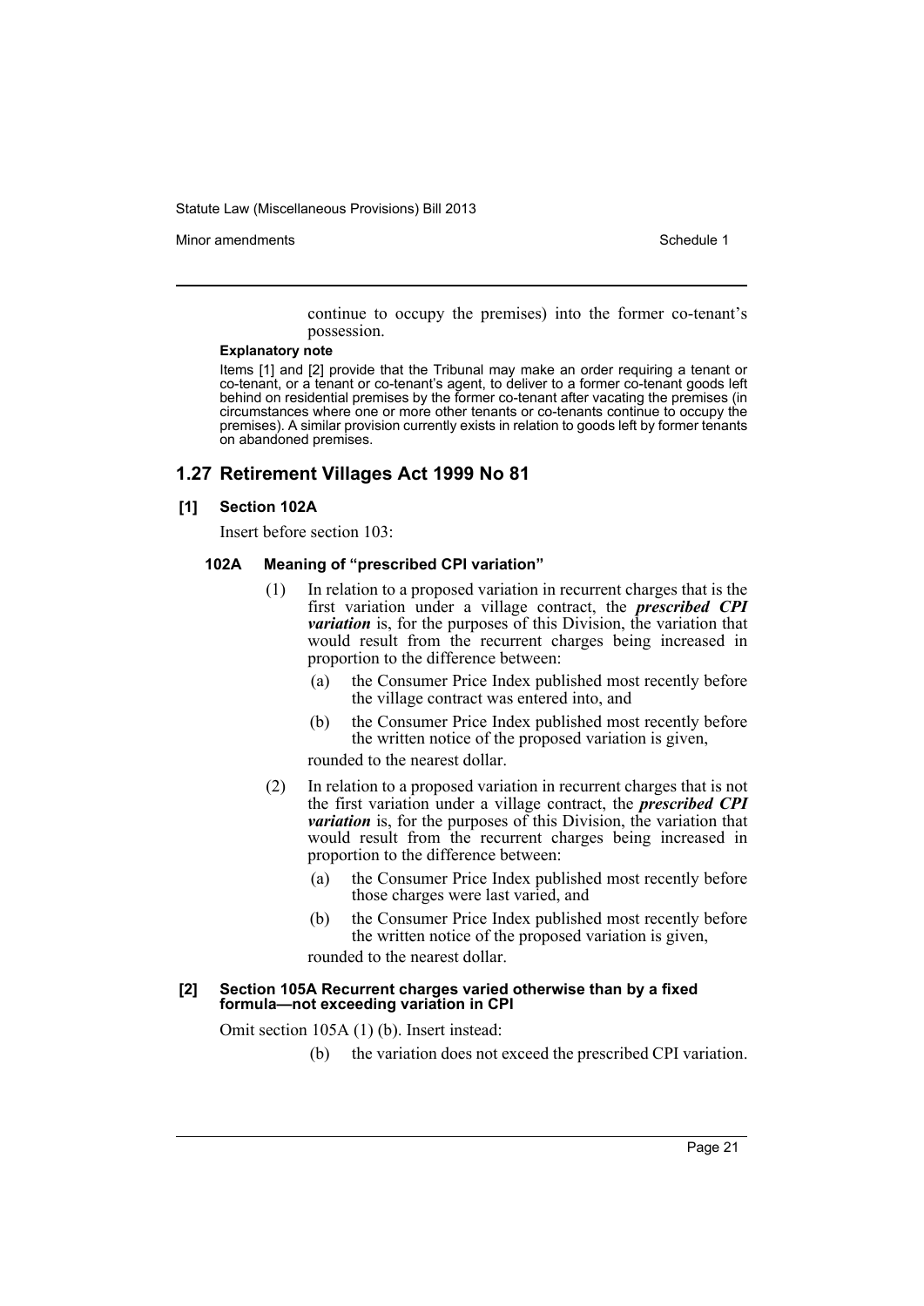continue to occupy the premises) into the former co-tenant's possession.

**Explanatory note**

Items [1] and [2] provide that the Tribunal may make an order requiring a tenant or co-tenant, or a tenant or co-tenant's agent, to deliver to a former co-tenant goods left behind on residential premises by the former co-tenant after vacating the premises (in circumstances where one or more other tenants or co-tenants continue to occupy the premises). A similar provision currently exists in relation to goods left by former tenants on abandoned premises.

## 1.27 Retirement Villages Act 1999 No 81

### [1] Section 102A

Insert before section 103:

#### 102A Meaning of "prescribed CPI variation"

(1) In relation to a proposed variation in recurrent charges that is the first variation under a village contract, the ***prescribed CPI variation*** is, for the purposes of this Division, the variation that would result from the recurrent charges being increased in proportion to the difference between:

(a) the Consumer Price Index published most recently before the village contract was entered into, and

(b) the Consumer Price Index published most recently before the written notice of the proposed variation is given,

rounded to the nearest dollar.

(2) In relation to a proposed variation in recurrent charges that is not the first variation under a village contract, the ***prescribed CPI variation*** is, for the purposes of this Division, the variation that would result from the recurrent charges being increased in proportion to the difference between:

(a) the Consumer Price Index published most recently before those charges were last varied, and

(b) the Consumer Price Index published most recently before the written notice of the proposed variation is given,

rounded to the nearest dollar.

### [2] Section 105A Recurrent charges varied otherwise than by a fixed formula—not exceeding variation in CPI

Omit section 105A (1) (b). Insert instead:

(b) the variation does not exceed the prescribed CPI variation.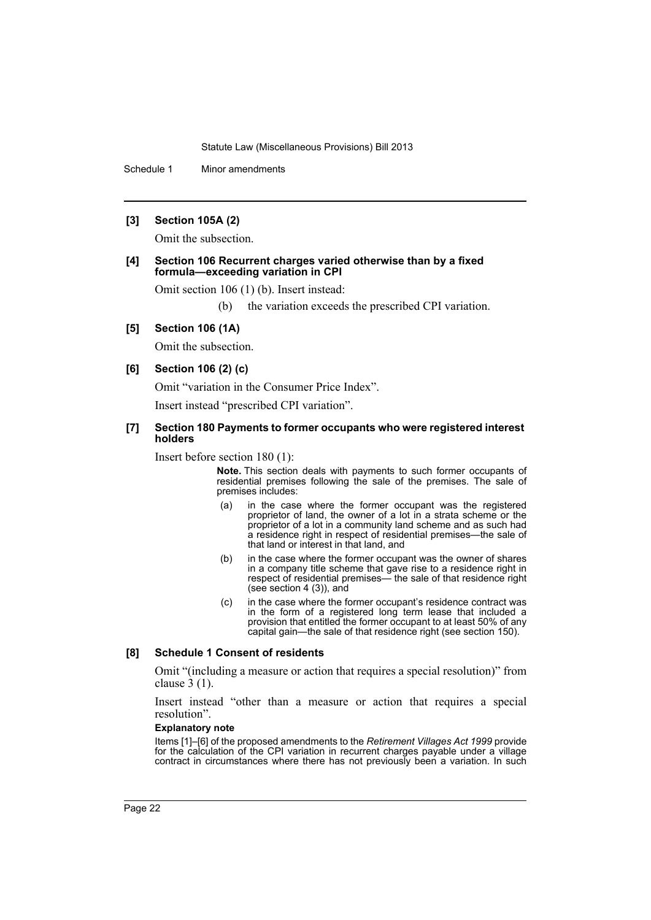**[3] Section 105A (2)**

Omit the subsection.

**[4] Section 106 Recurrent charges varied otherwise than by a fixed formula—exceeding variation in CPI**

Omit section 106 (1) (b). Insert instead:

(b) the variation exceeds the prescribed CPI variation.

**[5] Section 106 (1A)**

Omit the subsection.

**[6] Section 106 (2) (c)**

Omit "variation in the Consumer Price Index".

Insert instead "prescribed CPI variation".

**[7] Section 180 Payments to former occupants who were registered interest holders**

Insert before section 180 (1):

**Note.** This section deals with payments to such former occupants of residential premises following the sale of the premises. The sale of premises includes:

(a) in the case where the former occupant was the registered proprietor of land, the owner of a lot in a strata scheme or the proprietor of a lot in a community land scheme and as such had a residence right in respect of residential premises—the sale of that land or interest in that land, and

(b) in the case where the former occupant was the owner of shares in a company title scheme that gave rise to a residence right in respect of residential premises— the sale of that residence right (see section 4 (3)), and

(c) in the case where the former occupant's residence contract was in the form of a registered long term lease that included a provision that entitled the former occupant to at least 50% of any capital gain—the sale of that residence right (see section 150).

**[8] Schedule 1 Consent of residents**

Omit "(including a measure or action that requires a special resolution)" from clause 3 (1).

Insert instead "other than a measure or action that requires a special resolution".

**Explanatory note**

Items [1]–[6] of the proposed amendments to the *Retirement Villages Act 1999* provide for the calculation of the CPI variation in recurrent charges payable under a village contract in circumstances where there has not previously been a variation. In such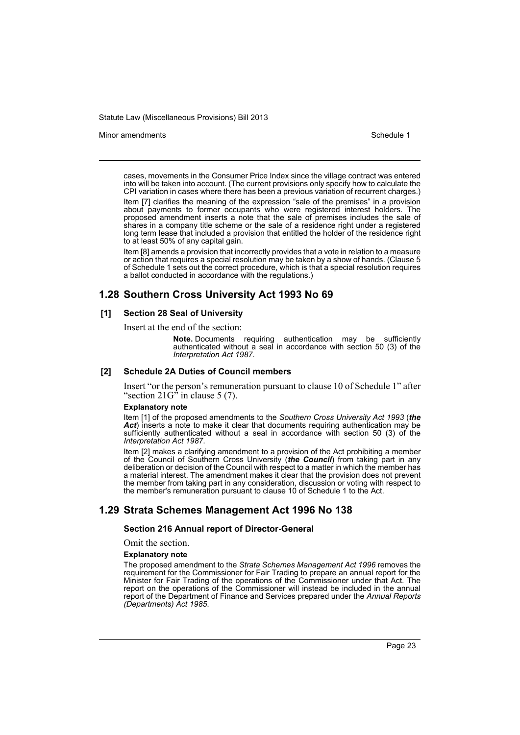cases, movements in the Consumer Price Index since the village contract was entered into will be taken into account. (The current provisions only specify how to calculate the CPI variation in cases where there has been a previous variation of recurrent charges.)

Item [7] clarifies the meaning of the expression "sale of the premises" in a provision about payments to former occupants who were registered interest holders. The proposed amendment inserts a note that the sale of premises includes the sale of shares in a company title scheme or the sale of a residence right under a registered long term lease that included a provision that entitled the holder of the residence right to at least 50% of any capital gain.

Item [8] amends a provision that incorrectly provides that a vote in relation to a measure or action that requires a special resolution may be taken by a show of hands. (Clause 5 of Schedule 1 sets out the correct procedure, which is that a special resolution requires a ballot conducted in accordance with the regulations.)

## 1.28 Southern Cross University Act 1993 No 69

### [1] Section 28 Seal of University

Insert at the end of the section:

> **Note.** Documents requiring authentication may be sufficiently authenticated without a seal in accordance with section 50 (3) of the *Interpretation Act 1987*.

### [2] Schedule 2A Duties of Council members

Insert "or the person's remuneration pursuant to clause 10 of Schedule 1" after "section 21G" in clause 5 (7).

#### Explanatory note

Item [1] of the proposed amendments to the *Southern Cross University Act 1993* (***the Act***) inserts a note to make it clear that documents requiring authentication may be sufficiently authenticated without a seal in accordance with section 50 (3) of the *Interpretation Act 1987*.

Item [2] makes a clarifying amendment to a provision of the Act prohibiting a member of the Council of Southern Cross University (***the Council***) from taking part in any deliberation or decision of the Council with respect to a matter in which the member has a material interest. The amendment makes it clear that the provision does not prevent the member from taking part in any consideration, discussion or voting with respect to the member's remuneration pursuant to clause 10 of Schedule 1 to the Act.

## 1.29 Strata Schemes Management Act 1996 No 138

### Section 216 Annual report of Director-General

Omit the section.

#### Explanatory note

The proposed amendment to the *Strata Schemes Management Act 1996* removes the requirement for the Commissioner for Fair Trading to prepare an annual report for the Minister for Fair Trading of the operations of the Commissioner under that Act. The report on the operations of the Commissioner will instead be included in the annual report of the Department of Finance and Services prepared under the *Annual Reports (Departments) Act 1985*.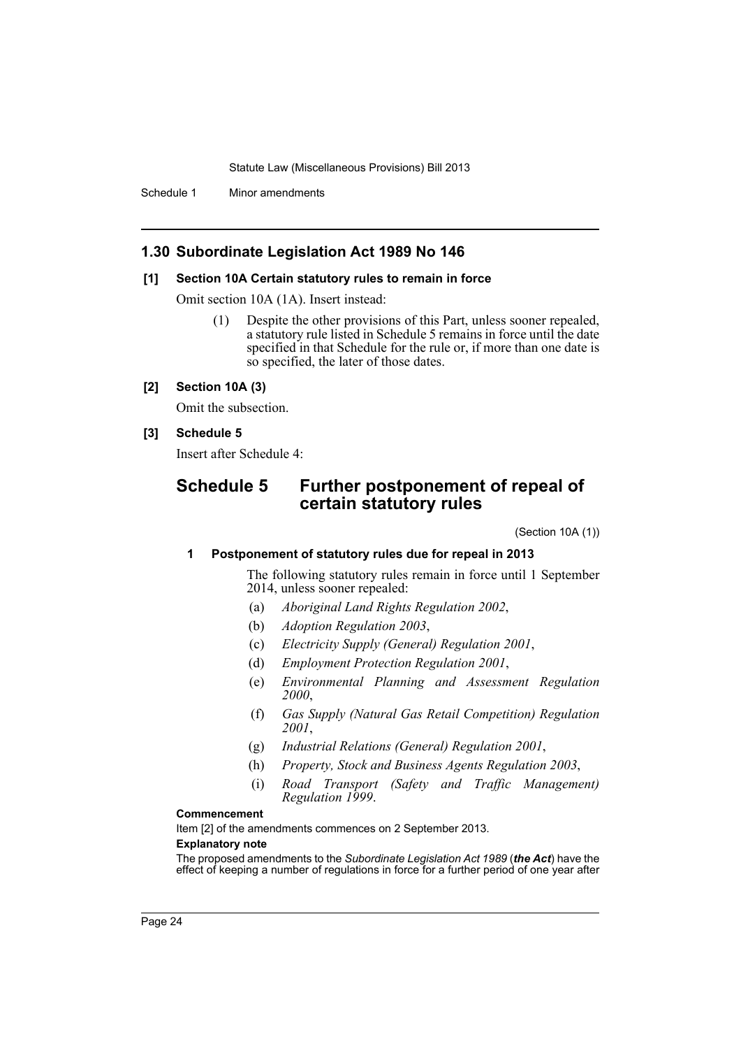## 1.30 Subordinate Legislation Act 1989 No 146

**[1] Section 10A Certain statutory rules to remain in force**

Omit section 10A (1A). Insert instead:

(1) Despite the other provisions of this Part, unless sooner repealed, a statutory rule listed in Schedule 5 remains in force until the date specified in that Schedule for the rule or, if more than one date is so specified, the later of those dates.

**[2] Section 10A (3)**

Omit the subsection.

**[3] Schedule 5**

Insert after Schedule 4:

## Schedule 5 Further postponement of repeal of certain statutory rules

(Section 10A (1))

**1 Postponement of statutory rules due for repeal in 2013**

The following statutory rules remain in force until 1 September 2014, unless sooner repealed:

(a) *Aboriginal Land Rights Regulation 2002*,

(b) *Adoption Regulation 2003*,

(c) *Electricity Supply (General) Regulation 2001*,

(d) *Employment Protection Regulation 2001*,

(e) *Environmental Planning and Assessment Regulation 2000*,

(f) *Gas Supply (Natural Gas Retail Competition) Regulation 2001*,

(g) *Industrial Relations (General) Regulation 2001*,

(h) *Property, Stock and Business Agents Regulation 2003*,

(i) *Road Transport (Safety and Traffic Management) Regulation 1999*.

**Commencement**

Item [2] of the amendments commences on 2 September 2013.

**Explanatory note**

The proposed amendments to the *Subordinate Legislation Act 1989* (***the Act***) have the effect of keeping a number of regulations in force for a further period of one year after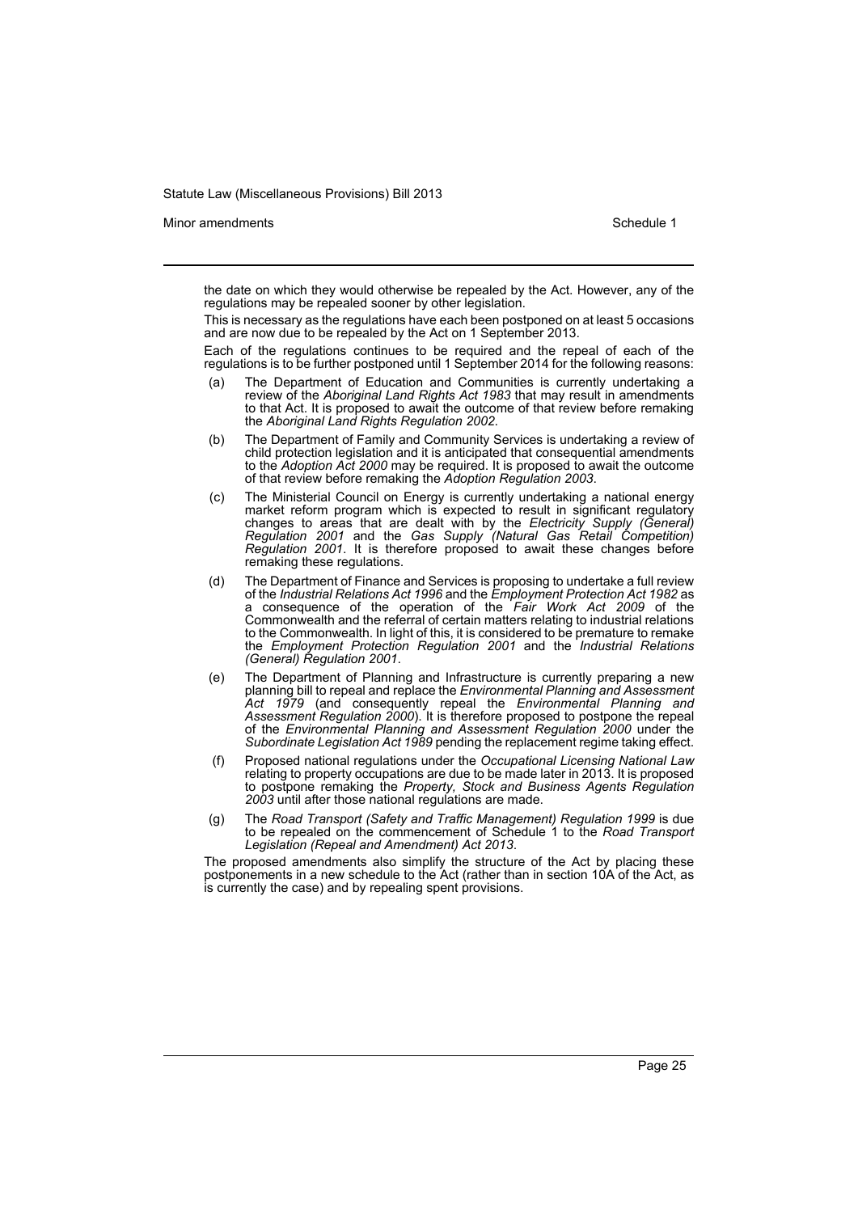the date on which they would otherwise be repealed by the Act. However, any of the regulations may be repealed sooner by other legislation.

This is necessary as the regulations have each been postponed on at least 5 occasions and are now due to be repealed by the Act on 1 September 2013.

Each of the regulations continues to be required and the repeal of each of the regulations is to be further postponed until 1 September 2014 for the following reasons:

(a) The Department of Education and Communities is currently undertaking a review of the *Aboriginal Land Rights Act 1983* that may result in amendments to that Act. It is proposed to await the outcome of that review before remaking the *Aboriginal Land Rights Regulation 2002*.

(b) The Department of Family and Community Services is undertaking a review of child protection legislation and it is anticipated that consequential amendments to the *Adoption Act 2000* may be required. It is proposed to await the outcome of that review before remaking the *Adoption Regulation 2003*.

(c) The Ministerial Council on Energy is currently undertaking a national energy market reform program which is expected to result in significant regulatory changes to areas that are dealt with by the *Electricity Supply (General) Regulation 2001* and the *Gas Supply (Natural Gas Retail Competition) Regulation 2001*. It is therefore proposed to await these changes before remaking these regulations.

(d) The Department of Finance and Services is proposing to undertake a full review of the *Industrial Relations Act 1996* and the *Employment Protection Act 1982* as a consequence of the operation of the *Fair Work Act 2009* of the Commonwealth and the referral of certain matters relating to industrial relations to the Commonwealth. In light of this, it is considered to be premature to remake the *Employment Protection Regulation 2001* and the *Industrial Relations (General) Regulation 2001*.

(e) The Department of Planning and Infrastructure is currently preparing a new planning bill to repeal and replace the *Environmental Planning and Assessment Act 1979* (and consequently repeal the *Environmental Planning and Assessment Regulation 2000*). It is therefore proposed to postpone the repeal of the *Environmental Planning and Assessment Regulation 2000* under the *Subordinate Legislation Act 1989* pending the replacement regime taking effect.

(f) Proposed national regulations under the *Occupational Licensing National Law* relating to property occupations are due to be made later in 2013. It is proposed to postpone remaking the *Property, Stock and Business Agents Regulation 2003* until after those national regulations are made.

(g) The *Road Transport (Safety and Traffic Management) Regulation 1999* is due to be repealed on the commencement of Schedule 1 to the *Road Transport Legislation (Repeal and Amendment) Act 2013*.

The proposed amendments also simplify the structure of the Act by placing these postponements in a new schedule to the Act (rather than in section 10A of the Act, as is currently the case) and by repealing spent provisions.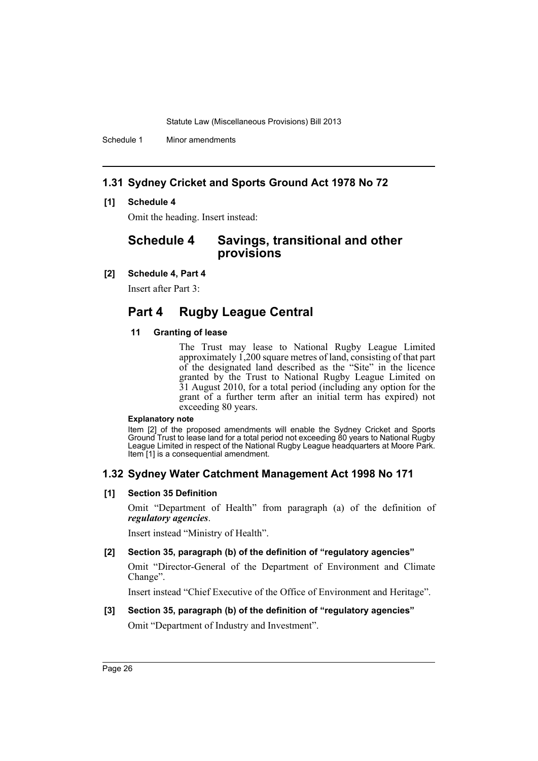## 1.31 Sydney Cricket and Sports Ground Act 1978 No 72

**[1] Schedule 4**

Omit the heading. Insert instead:

# Schedule 4 Savings, transitional and other provisions

**[2] Schedule 4, Part 4**

Insert after Part 3:

## Part 4 Rugby League Central

**11 Granting of lease**

The Trust may lease to National Rugby League Limited approximately 1,200 square metres of land, consisting of that part of the designated land described as the "Site" in the licence granted by the Trust to National Rugby League Limited on 31 August 2010, for a total period (including any option for the grant of a further term after an initial term has expired) not exceeding 80 years.

**Explanatory note**

Item [2] of the proposed amendments will enable the Sydney Cricket and Sports Ground Trust to lease land for a total period not exceeding 80 years to National Rugby League Limited in respect of the National Rugby League headquarters at Moore Park. Item [1] is a consequential amendment.

## 1.32 Sydney Water Catchment Management Act 1998 No 171

**[1] Section 35 Definition**

Omit "Department of Health" from paragraph (a) of the definition of ***regulatory agencies***.

Insert instead "Ministry of Health".

**[2] Section 35, paragraph (b) of the definition of "regulatory agencies"**

Omit "Director-General of the Department of Environment and Climate Change".

Insert instead "Chief Executive of the Office of Environment and Heritage".

**[3] Section 35, paragraph (b) of the definition of "regulatory agencies"**

Omit "Department of Industry and Investment".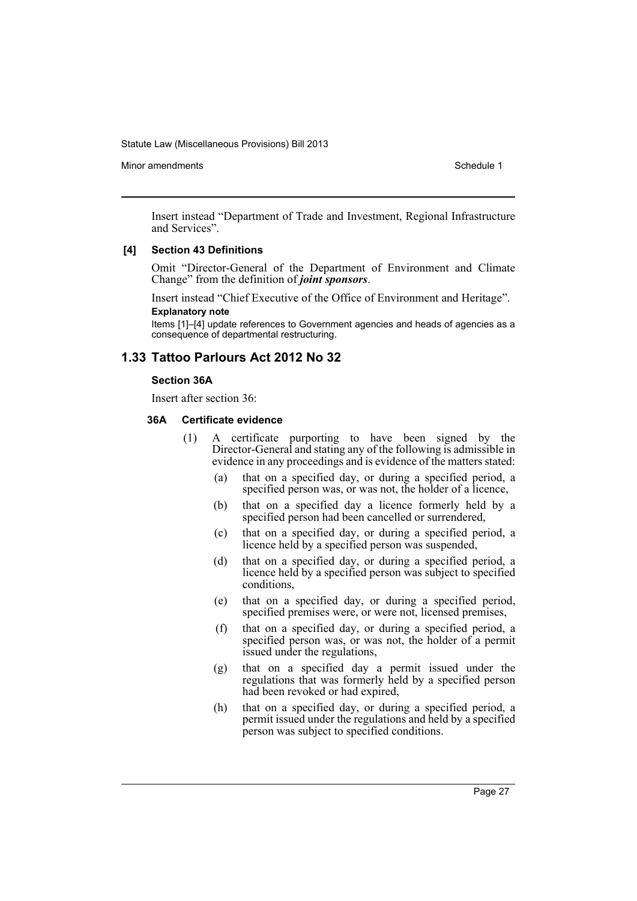Insert instead "Department of Trade and Investment, Regional Infrastructure and Services".

**[4] Section 43 Definitions**

Omit "Director-General of the Department of Environment and Climate Change" from the definition of ***joint sponsors***.

Insert instead "Chief Executive of the Office of Environment and Heritage".

**Explanatory note**

Items [1]–[4] update references to Government agencies and heads of agencies as a consequence of departmental restructuring.

## 1.33 Tattoo Parlours Act 2012 No 32

**Section 36A**

Insert after section 36:

**36A Certificate evidence**

(1) A certificate purporting to have been signed by the Director-General and stating any of the following is admissible in evidence in any proceedings and is evidence of the matters stated:

(a) that on a specified day, or during a specified period, a specified person was, or was not, the holder of a licence,

(b) that on a specified day a licence formerly held by a specified person had been cancelled or surrendered,

(c) that on a specified day, or during a specified period, a licence held by a specified person was suspended,

(d) that on a specified day, or during a specified period, a licence held by a specified person was subject to specified conditions,

(e) that on a specified day, or during a specified period, specified premises were, or were not, licensed premises,

(f) that on a specified day, or during a specified period, a specified person was, or was not, the holder of a permit issued under the regulations,

(g) that on a specified day a permit issued under the regulations that was formerly held by a specified person had been revoked or had expired,

(h) that on a specified day, or during a specified period, a permit issued under the regulations and held by a specified person was subject to specified conditions.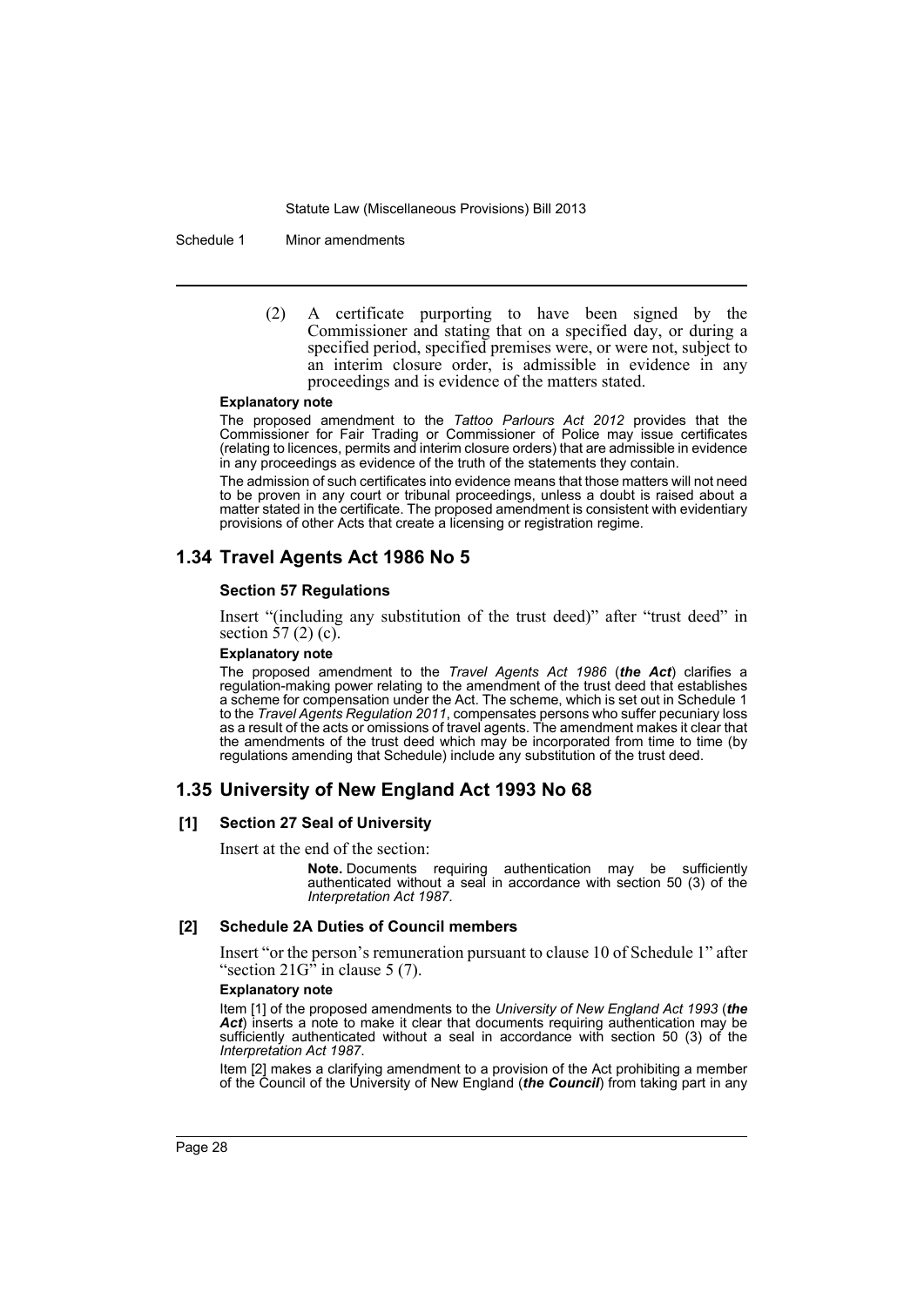(2) A certificate purporting to have been signed by the Commissioner and stating that on a specified day, or during a specified period, specified premises were, or were not, subject to an interim closure order, is admissible in evidence in any proceedings and is evidence of the matters stated.

**Explanatory note**

The proposed amendment to the *Tattoo Parlours Act 2012* provides that the Commissioner for Fair Trading or Commissioner of Police may issue certificates (relating to licences, permits and interim closure orders) that are admissible in evidence in any proceedings as evidence of the truth of the statements they contain.

The admission of such certificates into evidence means that those matters will not need to be proven in any court or tribunal proceedings, unless a doubt is raised about a matter stated in the certificate. The proposed amendment is consistent with evidentiary provisions of other Acts that create a licensing or registration regime.

## 1.34 Travel Agents Act 1986 No 5

### Section 57 Regulations

Insert "(including any substitution of the trust deed)" after "trust deed" in section 57 (2) (c).

**Explanatory note**

The proposed amendment to the *Travel Agents Act 1986* (***the Act***) clarifies a regulation-making power relating to the amendment of the trust deed that establishes a scheme for compensation under the Act. The scheme, which is set out in Schedule 1 to the *Travel Agents Regulation 2011*, compensates persons who suffer pecuniary loss as a result of the acts or omissions of travel agents. The amendment makes it clear that the amendments of the trust deed which may be incorporated from time to time (by regulations amending that Schedule) include any substitution of the trust deed.

## 1.35 University of New England Act 1993 No 68

### [1] Section 27 Seal of University

Insert at the end of the section:

> **Note.** Documents requiring authentication may be sufficiently authenticated without a seal in accordance with section 50 (3) of the *Interpretation Act 1987*.

### [2] Schedule 2A Duties of Council members

Insert "or the person's remuneration pursuant to clause 10 of Schedule 1" after "section 21G" in clause 5 (7).

**Explanatory note**

Item [1] of the proposed amendments to the *University of New England Act 1993* (***the Act***) inserts a note to make it clear that documents requiring authentication may be sufficiently authenticated without a seal in accordance with section 50 (3) of the *Interpretation Act 1987*.

Item [2] makes a clarifying amendment to a provision of the Act prohibiting a member of the Council of the University of New England (***the Council***) from taking part in any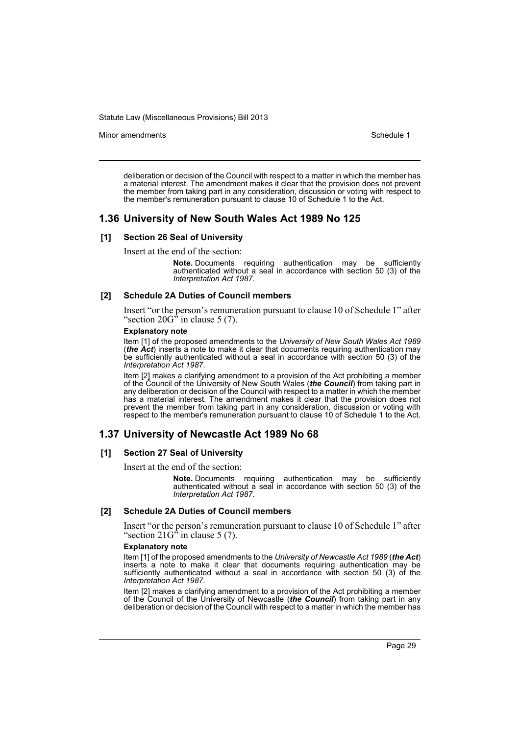deliberation or decision of the Council with respect to a matter in which the member has a material interest. The amendment makes it clear that the provision does not prevent the member from taking part in any consideration, discussion or voting with respect to the member's remuneration pursuant to clause 10 of Schedule 1 to the Act.

## 1.36 University of New South Wales Act 1989 No 125

### [1] Section 26 Seal of University

Insert at the end of the section:

> **Note.** Documents requiring authentication may be sufficiently authenticated without a seal in accordance with section 50 (3) of the *Interpretation Act 1987*.

### [2] Schedule 2A Duties of Council members

Insert "or the person's remuneration pursuant to clause 10 of Schedule 1" after "section 20G" in clause 5 (7).

**Explanatory note**

Item [1] of the proposed amendments to the *University of New South Wales Act 1989* (***the Act***) inserts a note to make it clear that documents requiring authentication may be sufficiently authenticated without a seal in accordance with section 50 (3) of the *Interpretation Act 1987*.

Item [2] makes a clarifying amendment to a provision of the Act prohibiting a member of the Council of the University of New South Wales (***the Council***) from taking part in any deliberation or decision of the Council with respect to a matter in which the member has a material interest. The amendment makes it clear that the provision does not prevent the member from taking part in any consideration, discussion or voting with respect to the member's remuneration pursuant to clause 10 of Schedule 1 to the Act.

## 1.37 University of Newcastle Act 1989 No 68

### [1] Section 27 Seal of University

Insert at the end of the section:

> **Note.** Documents requiring authentication may be sufficiently authenticated without a seal in accordance with section 50 (3) of the *Interpretation Act 1987*.

### [2] Schedule 2A Duties of Council members

Insert "or the person's remuneration pursuant to clause 10 of Schedule 1" after "section 21G" in clause 5 (7).

**Explanatory note**

Item [1] of the proposed amendments to the *University of Newcastle Act 1989* (***the Act***) inserts a note to make it clear that documents requiring authentication may be sufficiently authenticated without a seal in accordance with section 50 (3) of the *Interpretation Act 1987*.

Item [2] makes a clarifying amendment to a provision of the Act prohibiting a member of the Council of the University of Newcastle (***the Council***) from taking part in any deliberation or decision of the Council with respect to a matter in which the member has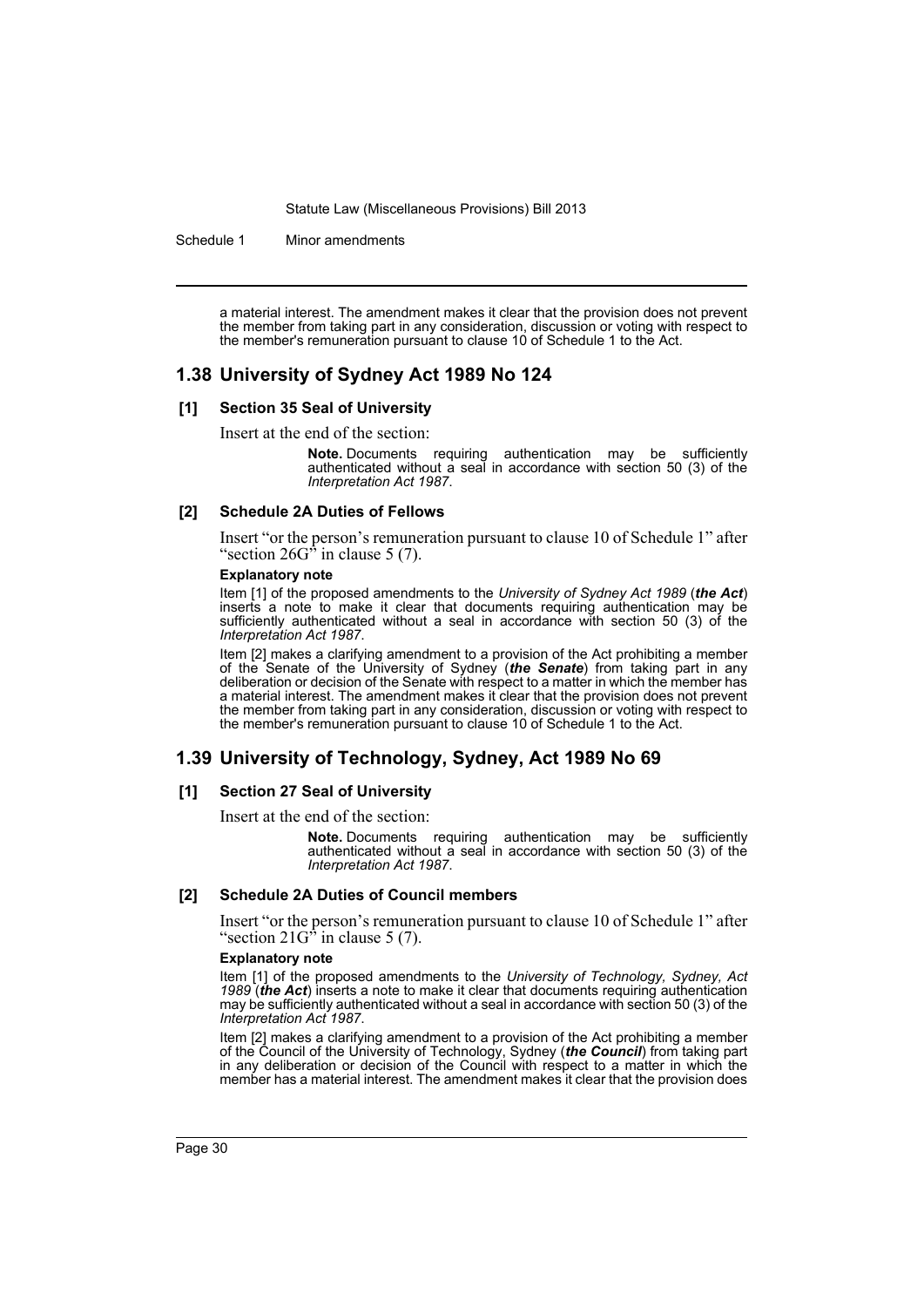a material interest. The amendment makes it clear that the provision does not prevent the member from taking part in any consideration, discussion or voting with respect to the member's remuneration pursuant to clause 10 of Schedule 1 to the Act.

## 1.38 University of Sydney Act 1989 No 124

### [1] Section 35 Seal of University

Insert at the end of the section:

> **Note.** Documents requiring authentication may be sufficiently authenticated without a seal in accordance with section 50 (3) of the *Interpretation Act 1987*.

### [2] Schedule 2A Duties of Fellows

Insert "or the person's remuneration pursuant to clause 10 of Schedule 1" after "section 26G" in clause 5 (7).

**Explanatory note**

Item [1] of the proposed amendments to the *University of Sydney Act 1989* (***the Act***) inserts a note to make it clear that documents requiring authentication may be sufficiently authenticated without a seal in accordance with section 50 (3) of the *Interpretation Act 1987*.

Item [2] makes a clarifying amendment to a provision of the Act prohibiting a member of the Senate of the University of Sydney (***the Senate***) from taking part in any deliberation or decision of the Senate with respect to a matter in which the member has a material interest. The amendment makes it clear that the provision does not prevent the member from taking part in any consideration, discussion or voting with respect to the member's remuneration pursuant to clause 10 of Schedule 1 to the Act.

## 1.39 University of Technology, Sydney, Act 1989 No 69

### [1] Section 27 Seal of University

Insert at the end of the section:

> **Note.** Documents requiring authentication may be sufficiently authenticated without a seal in accordance with section 50 (3) of the *Interpretation Act 1987*.

### [2] Schedule 2A Duties of Council members

Insert "or the person's remuneration pursuant to clause 10 of Schedule 1" after "section 21G" in clause 5 (7).

**Explanatory note**

Item [1] of the proposed amendments to the *University of Technology, Sydney, Act 1989* (***the Act***) inserts a note to make it clear that documents requiring authentication may be sufficiently authenticated without a seal in accordance with section 50 (3) of the *Interpretation Act 1987*.

Item [2] makes a clarifying amendment to a provision of the Act prohibiting a member of the Council of the University of Technology, Sydney (***the Council***) from taking part in any deliberation or decision of the Council with respect to a matter in which the member has a material interest. The amendment makes it clear that the provision does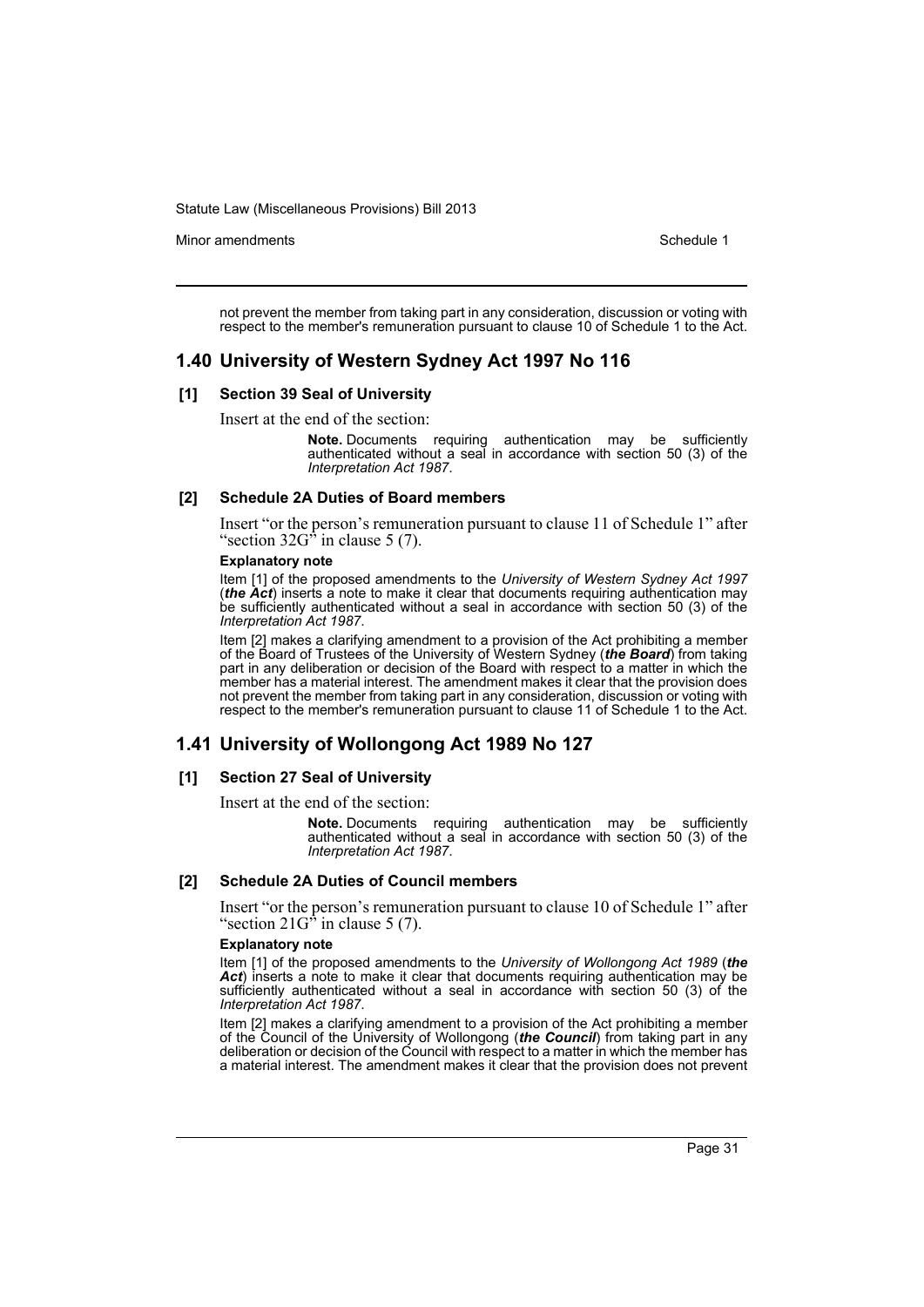not prevent the member from taking part in any consideration, discussion or voting with respect to the member's remuneration pursuant to clause 10 of Schedule 1 to the Act.

## 1.40 University of Western Sydney Act 1997 No 116

### [1] Section 39 Seal of University

Insert at the end of the section:

> **Note.** Documents requiring authentication may be sufficiently authenticated without a seal in accordance with section 50 (3) of the *Interpretation Act 1987*.

### [2] Schedule 2A Duties of Board members

Insert "or the person's remuneration pursuant to clause 11 of Schedule 1" after "section 32G" in clause 5 (7).

**Explanatory note**

Item [1] of the proposed amendments to the *University of Western Sydney Act 1997* (***the Act***) inserts a note to make it clear that documents requiring authentication may be sufficiently authenticated without a seal in accordance with section 50 (3) of the *Interpretation Act 1987*.

Item [2] makes a clarifying amendment to a provision of the Act prohibiting a member of the Board of Trustees of the University of Western Sydney (***the Board***) from taking part in any deliberation or decision of the Board with respect to a matter in which the member has a material interest. The amendment makes it clear that the provision does not prevent the member from taking part in any consideration, discussion or voting with respect to the member's remuneration pursuant to clause 11 of Schedule 1 to the Act.

## 1.41 University of Wollongong Act 1989 No 127

### [1] Section 27 Seal of University

Insert at the end of the section:

> **Note.** Documents requiring authentication may be sufficiently authenticated without a seal in accordance with section 50 (3) of the *Interpretation Act 1987*.

### [2] Schedule 2A Duties of Council members

Insert "or the person's remuneration pursuant to clause 10 of Schedule 1" after "section 21G" in clause 5 (7).

**Explanatory note**

Item [1] of the proposed amendments to the *University of Wollongong Act 1989* (***the Act***) inserts a note to make it clear that documents requiring authentication may be sufficiently authenticated without a seal in accordance with section 50 (3) of the *Interpretation Act 1987*.

Item [2] makes a clarifying amendment to a provision of the Act prohibiting a member of the Council of the University of Wollongong (***the Council***) from taking part in any deliberation or decision of the Council with respect to a matter in which the member has a material interest. The amendment makes it clear that the provision does not prevent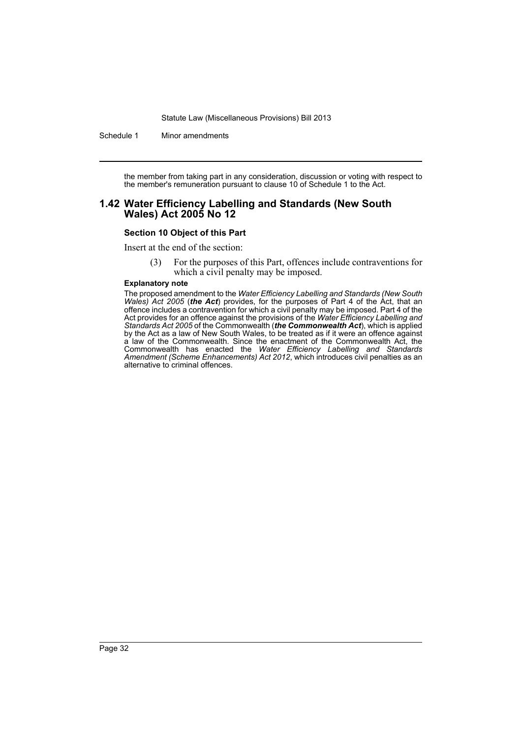the member from taking part in any consideration, discussion or voting with respect to the member's remuneration pursuant to clause 10 of Schedule 1 to the Act.

## 1.42 Water Efficiency Labelling and Standards (New South Wales) Act 2005 No 12

### Section 10 Object of this Part

Insert at the end of the section:

(3) For the purposes of this Part, offences include contraventions for which a civil penalty may be imposed.

**Explanatory note**

The proposed amendment to the *Water Efficiency Labelling and Standards (New South Wales) Act 2005* (***the Act***) provides, for the purposes of Part 4 of the Act, that an offence includes a contravention for which a civil penalty may be imposed. Part 4 of the Act provides for an offence against the provisions of the *Water Efficiency Labelling and Standards Act 2005* of the Commonwealth (***the Commonwealth Act***), which is applied by the Act as a law of New South Wales, to be treated as if it were an offence against a law of the Commonwealth. Since the enactment of the Commonwealth Act, the Commonwealth has enacted the *Water Efficiency Labelling and Standards Amendment (Scheme Enhancements) Act 2012*, which introduces civil penalties as an alternative to criminal offences.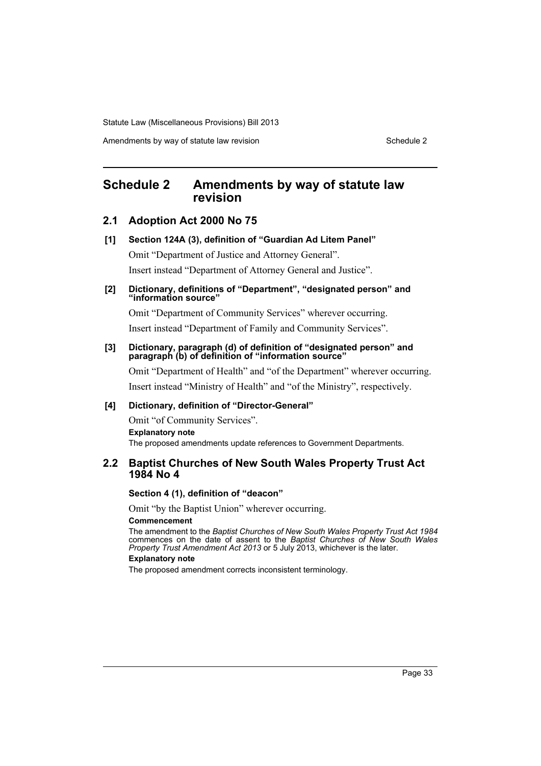# Schedule 2 Amendments by way of statute law revision

## 2.1 Adoption Act 2000 No 75

### [1] Section 124A (3), definition of "Guardian Ad Litem Panel"

Omit "Department of Justice and Attorney General".

Insert instead "Department of Attorney General and Justice".

### [2] Dictionary, definitions of "Department", "designated person" and "information source"

Omit "Department of Community Services" wherever occurring.

Insert instead "Department of Family and Community Services".

### [3] Dictionary, paragraph (d) of definition of "designated person" and paragraph (b) of definition of "information source"

Omit "Department of Health" and "of the Department" wherever occurring.

Insert instead "Ministry of Health" and "of the Ministry", respectively.

### [4] Dictionary, definition of "Director-General"

Omit "of Community Services".

**Explanatory note**

The proposed amendments update references to Government Departments.

## 2.2 Baptist Churches of New South Wales Property Trust Act 1984 No 4

### Section 4 (1), definition of "deacon"

Omit "by the Baptist Union" wherever occurring.

**Commencement**

The amendment to the *Baptist Churches of New South Wales Property Trust Act 1984* commences on the date of assent to the *Baptist Churches of New South Wales Property Trust Amendment Act 2013* or 5 July 2013, whichever is the later.

**Explanatory note**

The proposed amendment corrects inconsistent terminology.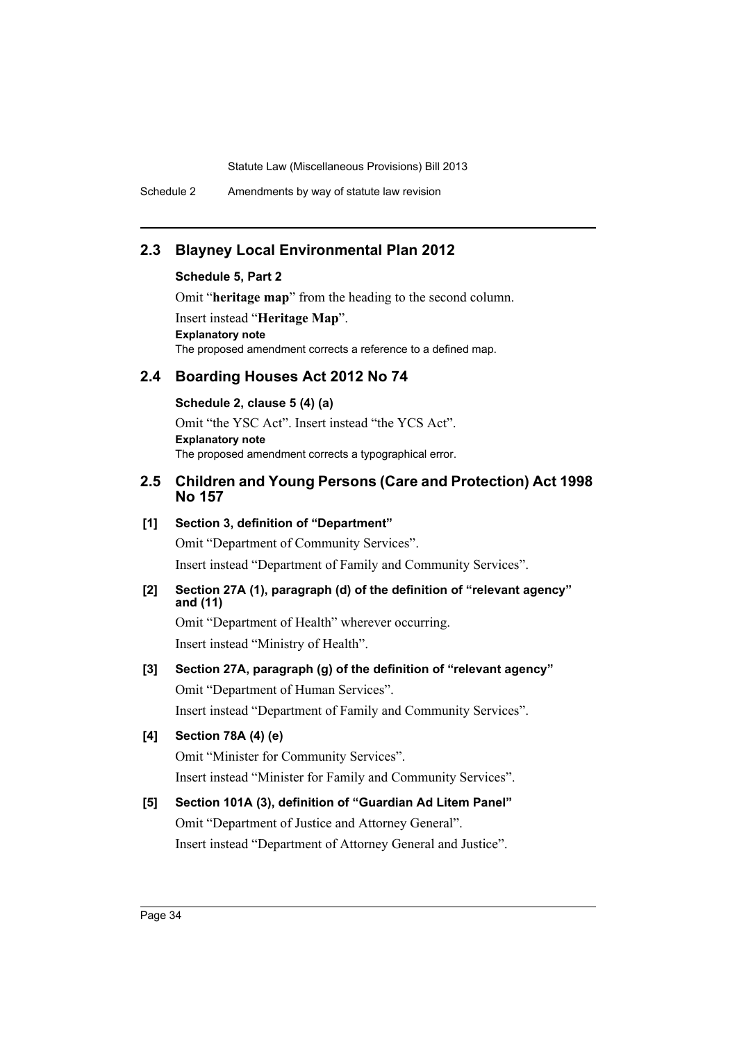## 2.3 Blayney Local Environmental Plan 2012

**Schedule 5, Part 2**

Omit "**heritage map**" from the heading to the second column.

Insert instead "**Heritage Map**".

**Explanatory note**

The proposed amendment corrects a reference to a defined map.

## 2.4 Boarding Houses Act 2012 No 74

**Schedule 2, clause 5 (4) (a)**

Omit "the YSC Act". Insert instead "the YCS Act".

**Explanatory note**

The proposed amendment corrects a typographical error.

## 2.5 Children and Young Persons (Care and Protection) Act 1998 No 157

**[1] Section 3, definition of "Department"**

Omit "Department of Community Services".

Insert instead "Department of Family and Community Services".

**[2] Section 27A (1), paragraph (d) of the definition of "relevant agency" and (11)**

Omit "Department of Health" wherever occurring.

Insert instead "Ministry of Health".

**[3] Section 27A, paragraph (g) of the definition of "relevant agency"**

Omit "Department of Human Services".

Insert instead "Department of Family and Community Services".

**[4] Section 78A (4) (e)**

Omit "Minister for Community Services".

Insert instead "Minister for Family and Community Services".

**[5] Section 101A (3), definition of "Guardian Ad Litem Panel"**

Omit "Department of Justice and Attorney General".

Insert instead "Department of Attorney General and Justice".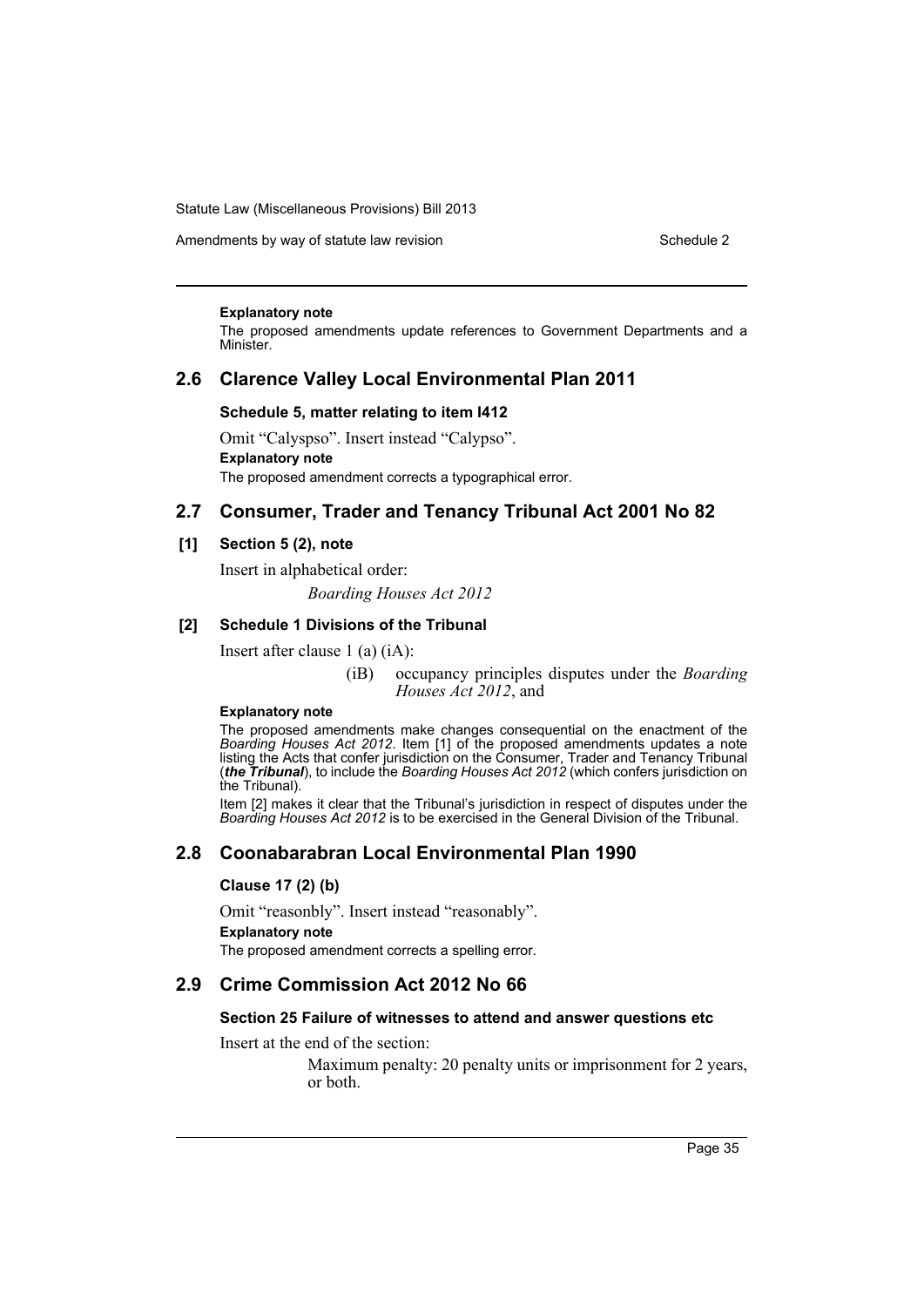**Explanatory note**

The proposed amendments update references to Government Departments and a Minister.

## 2.6 Clarence Valley Local Environmental Plan 2011

**Schedule 5, matter relating to item I412**

Omit "Calyspso". Insert instead "Calypso".

**Explanatory note**

The proposed amendment corrects a typographical error.

## 2.7 Consumer, Trader and Tenancy Tribunal Act 2001 No 82

**[1] Section 5 (2), note**

Insert in alphabetical order:

*Boarding Houses Act 2012*

**[2] Schedule 1 Divisions of the Tribunal**

Insert after clause 1 (a) (iA):

(iB) occupancy principles disputes under the *Boarding Houses Act 2012*, and

**Explanatory note**

The proposed amendments make changes consequential on the enactment of the *Boarding Houses Act 2012*. Item [1] of the proposed amendments updates a note listing the Acts that confer jurisdiction on the Consumer, Trader and Tenancy Tribunal (***the Tribunal***), to include the *Boarding Houses Act 2012* (which confers jurisdiction on the Tribunal).

Item [2] makes it clear that the Tribunal's jurisdiction in respect of disputes under the *Boarding Houses Act 2012* is to be exercised in the General Division of the Tribunal.

## 2.8 Coonabarabran Local Environmental Plan 1990

**Clause 17 (2) (b)**

Omit "reasonbly". Insert instead "reasonably".

**Explanatory note**

The proposed amendment corrects a spelling error.

## 2.9 Crime Commission Act 2012 No 66

**Section 25 Failure of witnesses to attend and answer questions etc**

Insert at the end of the section:

Maximum penalty: 20 penalty units or imprisonment for 2 years, or both.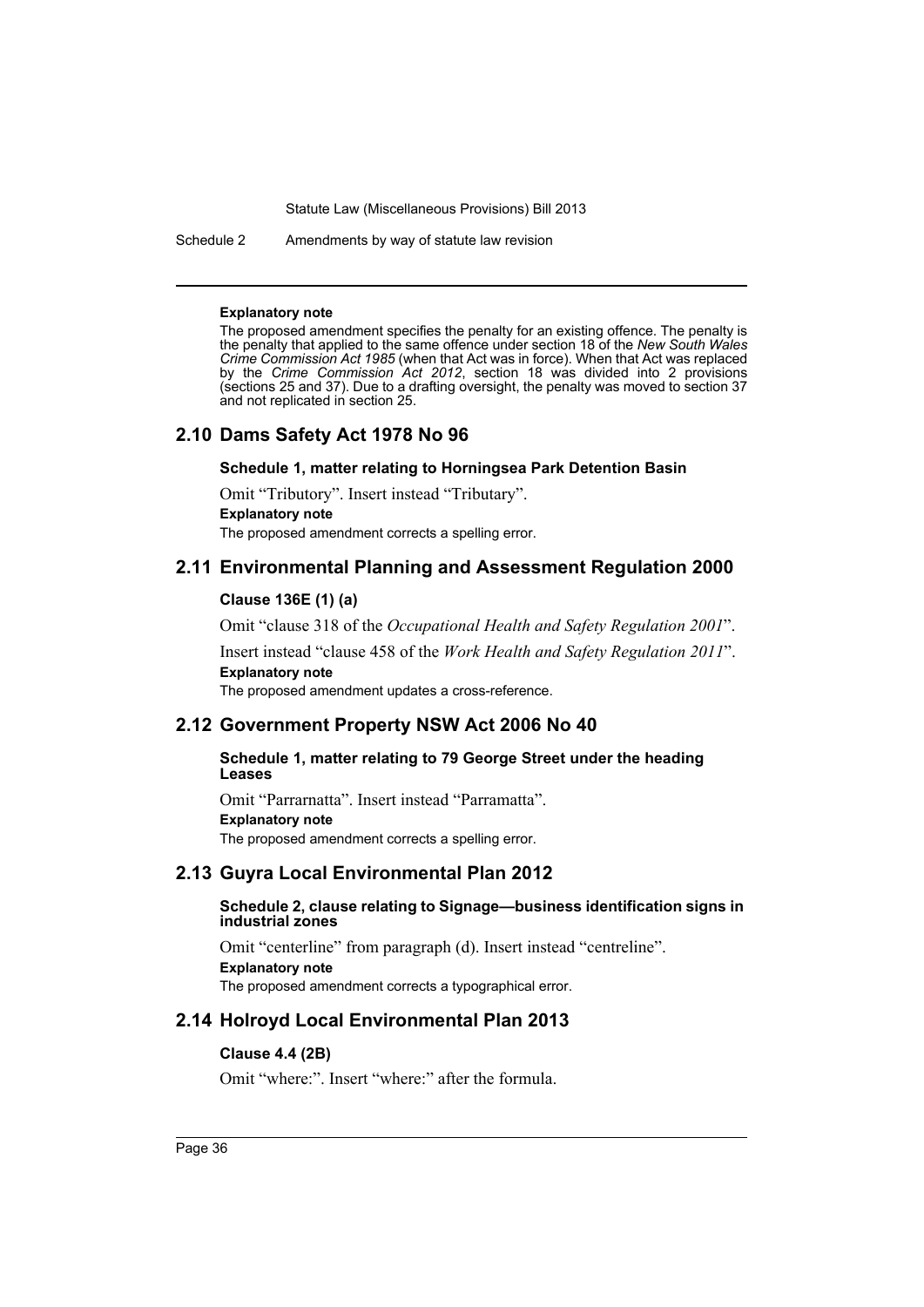**Explanatory note**

The proposed amendment specifies the penalty for an existing offence. The penalty is the penalty that applied to the same offence under section 18 of the *New South Wales Crime Commission Act 1985* (when that Act was in force). When that Act was replaced by the *Crime Commission Act 2012*, section 18 was divided into 2 provisions (sections 25 and 37). Due to a drafting oversight, the penalty was moved to section 37 and not replicated in section 25.

## 2.10 Dams Safety Act 1978 No 96

### Schedule 1, matter relating to Horningsea Park Detention Basin

Omit "Tributory". Insert instead "Tributary".

**Explanatory note**

The proposed amendment corrects a spelling error.

## 2.11 Environmental Planning and Assessment Regulation 2000

### Clause 136E (1) (a)

Omit "clause 318 of the *Occupational Health and Safety Regulation 2001*".

Insert instead "clause 458 of the *Work Health and Safety Regulation 2011*".

**Explanatory note**

The proposed amendment updates a cross-reference.

## 2.12 Government Property NSW Act 2006 No 40

### Schedule 1, matter relating to 79 George Street under the heading Leases

Omit "Parrarnatta". Insert instead "Parramatta".

**Explanatory note**

The proposed amendment corrects a spelling error.

## 2.13 Guyra Local Environmental Plan 2012

### Schedule 2, clause relating to Signage—business identification signs in industrial zones

Omit "centerline" from paragraph (d). Insert instead "centreline".

**Explanatory note**

The proposed amendment corrects a typographical error.

## 2.14 Holroyd Local Environmental Plan 2013

### Clause 4.4 (2B)

Omit "where:". Insert "where:" after the formula.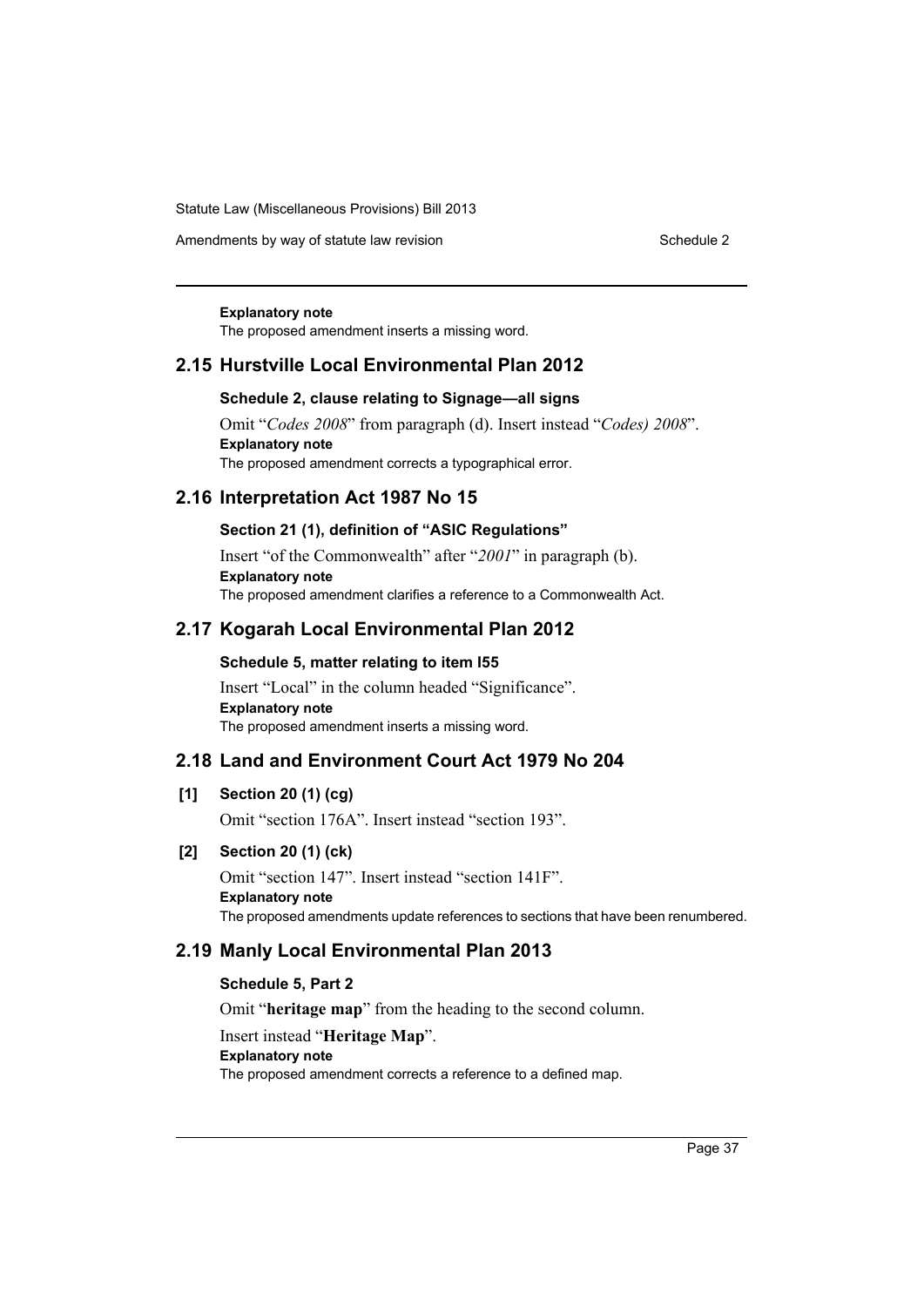**Explanatory note**

The proposed amendment inserts a missing word.

## 2.15 Hurstville Local Environmental Plan 2012

### Schedule 2, clause relating to Signage—all signs

Omit “*Codes 2008*” from paragraph (d). Insert instead “*Codes) 2008*”.

**Explanatory note**

The proposed amendment corrects a typographical error.

## 2.16 Interpretation Act 1987 No 15

### Section 21 (1), definition of “ASIC Regulations”

Insert “of the Commonwealth” after “*2001*” in paragraph (b).

**Explanatory note**

The proposed amendment clarifies a reference to a Commonwealth Act.

## 2.17 Kogarah Local Environmental Plan 2012

### Schedule 5, matter relating to item I55

Insert “Local” in the column headed “Significance”.

**Explanatory note**

The proposed amendment inserts a missing word.

## 2.18 Land and Environment Court Act 1979 No 204

### [1] Section 20 (1) (cg)

Omit “section 176A”. Insert instead “section 193”.

### [2] Section 20 (1) (ck)

Omit “section 147”. Insert instead “section 141F”.

**Explanatory note**

The proposed amendments update references to sections that have been renumbered.

## 2.19 Manly Local Environmental Plan 2013

### Schedule 5, Part 2

Omit “**heritage map**” from the heading to the second column.

Insert instead “**Heritage Map**”.

**Explanatory note**

The proposed amendment corrects a reference to a defined map.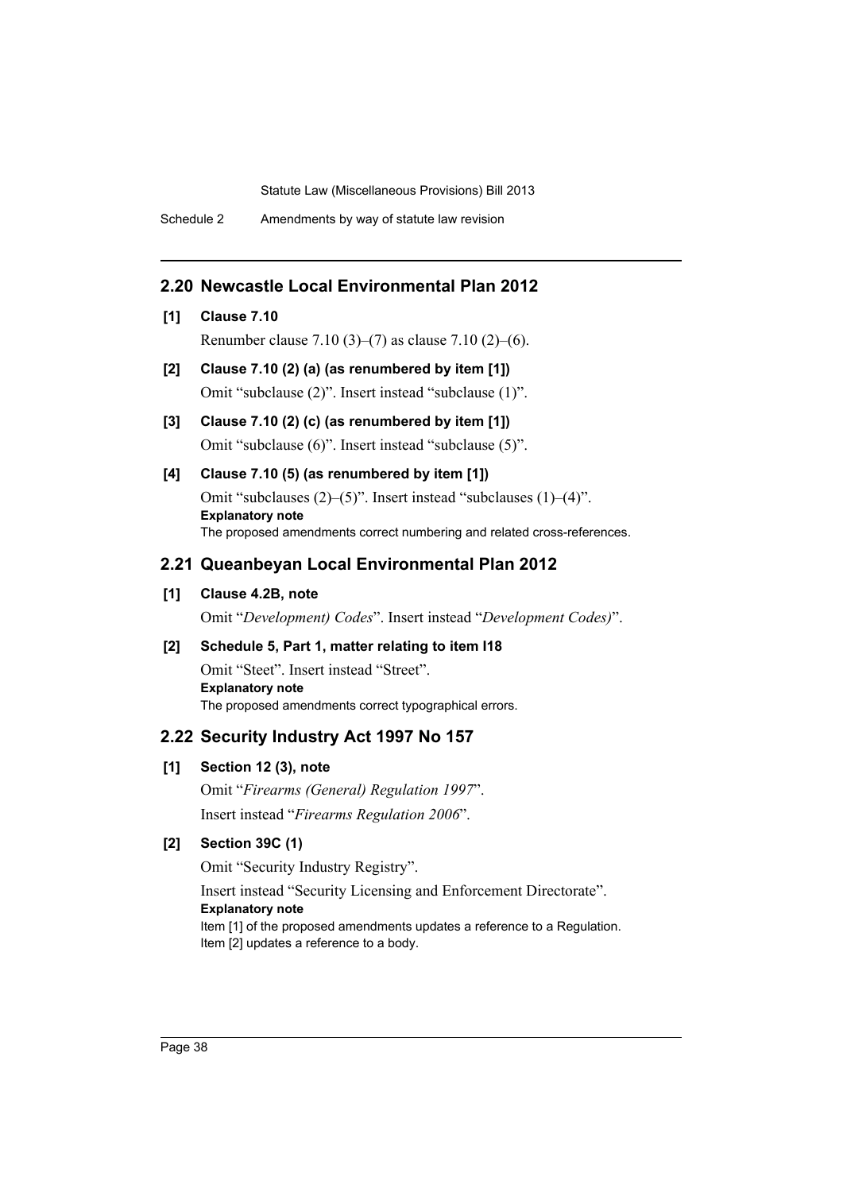## 2.20 Newcastle Local Environmental Plan 2012

**[1] Clause 7.10**

Renumber clause 7.10 (3)–(7) as clause 7.10 (2)–(6).

**[2] Clause 7.10 (2) (a) (as renumbered by item [1])**

Omit "subclause (2)". Insert instead "subclause (1)".

**[3] Clause 7.10 (2) (c) (as renumbered by item [1])**

Omit "subclause (6)". Insert instead "subclause (5)".

**[4] Clause 7.10 (5) (as renumbered by item [1])**

Omit "subclauses (2)–(5)". Insert instead "subclauses (1)–(4)".

**Explanatory note**

The proposed amendments correct numbering and related cross-references.

## 2.21 Queanbeyan Local Environmental Plan 2012

**[1] Clause 4.2B, note**

Omit "*Development) Codes*". Insert instead "*Development Codes)*".

**[2] Schedule 5, Part 1, matter relating to item I18**

Omit "Steet". Insert instead "Street".

**Explanatory note**

The proposed amendments correct typographical errors.

## 2.22 Security Industry Act 1997 No 157

**[1] Section 12 (3), note**

Omit "*Firearms (General) Regulation 1997*".

Insert instead "*Firearms Regulation 2006*".

**[2] Section 39C (1)**

Omit "Security Industry Registry".

Insert instead "Security Licensing and Enforcement Directorate".

**Explanatory note**

Item [1] of the proposed amendments updates a reference to a Regulation.
Item [2] updates a reference to a body.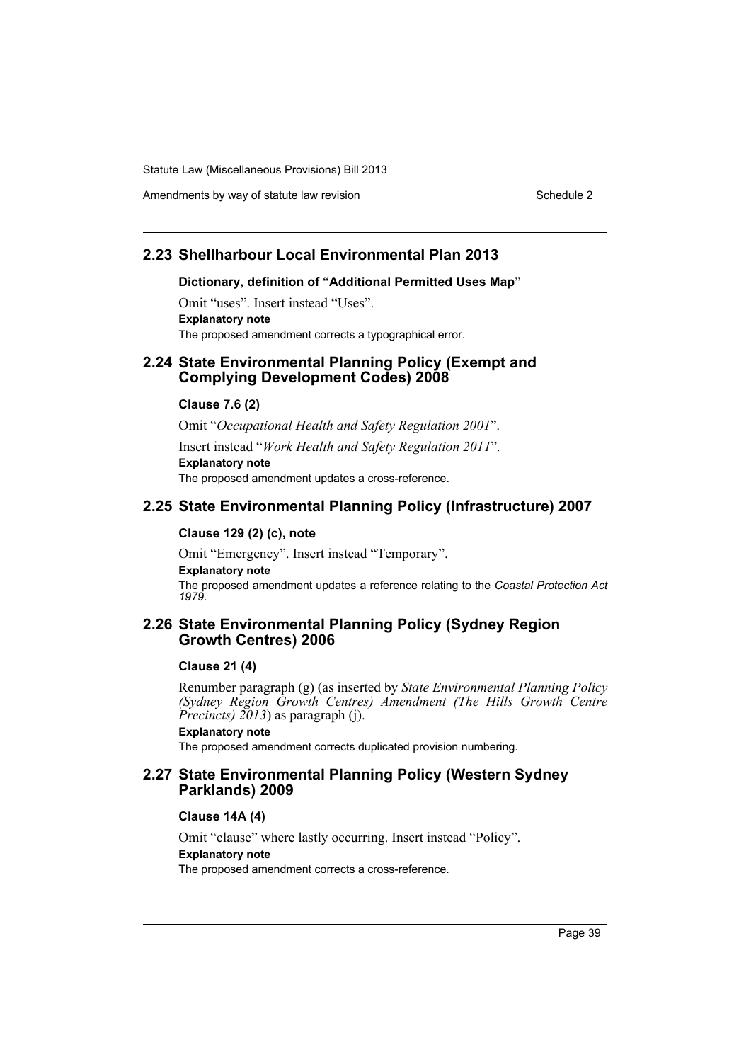## 2.23 Shellharbour Local Environmental Plan 2013

### Dictionary, definition of "Additional Permitted Uses Map"

Omit "uses". Insert instead "Uses".

**Explanatory note**

The proposed amendment corrects a typographical error.

## 2.24 State Environmental Planning Policy (Exempt and Complying Development Codes) 2008

### Clause 7.6 (2)

Omit "*Occupational Health and Safety Regulation 2001*".

Insert instead "*Work Health and Safety Regulation 2011*".

**Explanatory note**

The proposed amendment updates a cross-reference.

## 2.25 State Environmental Planning Policy (Infrastructure) 2007

### Clause 129 (2) (c), note

Omit "Emergency". Insert instead "Temporary".

**Explanatory note**

The proposed amendment updates a reference relating to the *Coastal Protection Act 1979*.

## 2.26 State Environmental Planning Policy (Sydney Region Growth Centres) 2006

### Clause 21 (4)

Renumber paragraph (g) (as inserted by *State Environmental Planning Policy (Sydney Region Growth Centres) Amendment (The Hills Growth Centre Precincts) 2013*) as paragraph (j).

**Explanatory note**

The proposed amendment corrects duplicated provision numbering.

## 2.27 State Environmental Planning Policy (Western Sydney Parklands) 2009

### Clause 14A (4)

Omit "clause" where lastly occurring. Insert instead "Policy".

**Explanatory note**

The proposed amendment corrects a cross-reference.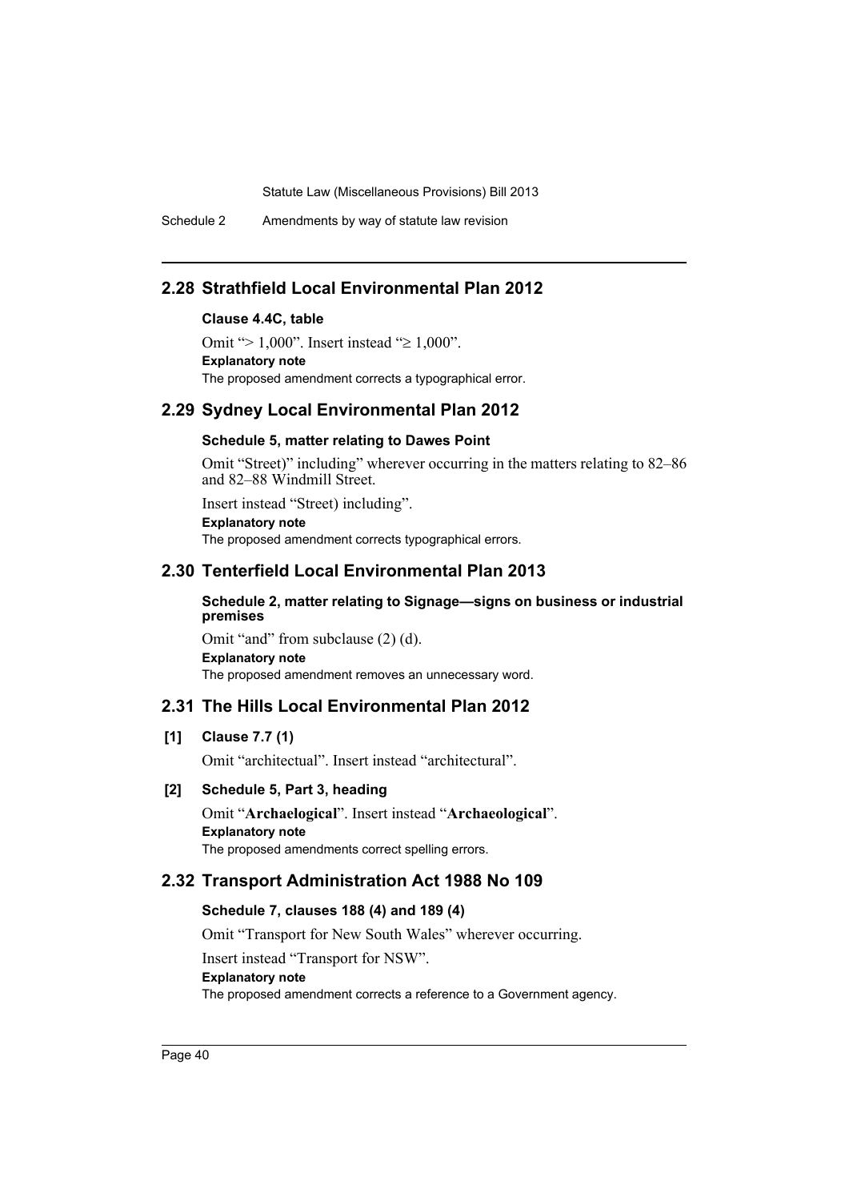## 2.28 Strathfield Local Environmental Plan 2012

#### Clause 4.4C, table

Omit "> 1,000". Insert instead "≥ 1,000".

**Explanatory note**

The proposed amendment corrects a typographical error.

## 2.29 Sydney Local Environmental Plan 2012

#### Schedule 5, matter relating to Dawes Point

Omit "Street)" including" wherever occurring in the matters relating to 82–86 and 82–88 Windmill Street.

Insert instead "Street) including".

**Explanatory note**

The proposed amendment corrects typographical errors.

## 2.30 Tenterfield Local Environmental Plan 2013

#### Schedule 2, matter relating to Signage—signs on business or industrial premises

Omit "and" from subclause (2) (d).

**Explanatory note**

The proposed amendment removes an unnecessary word.

## 2.31 The Hills Local Environmental Plan 2012

#### [1] Clause 7.7 (1)

Omit "architectual". Insert instead "architectural".

#### [2] Schedule 5, Part 3, heading

Omit "**Archaelogical**". Insert instead "**Archaeological**".

**Explanatory note**

The proposed amendments correct spelling errors.

## 2.32 Transport Administration Act 1988 No 109

#### Schedule 7, clauses 188 (4) and 189 (4)

Omit "Transport for New South Wales" wherever occurring.

Insert instead "Transport for NSW".

**Explanatory note**

The proposed amendment corrects a reference to a Government agency.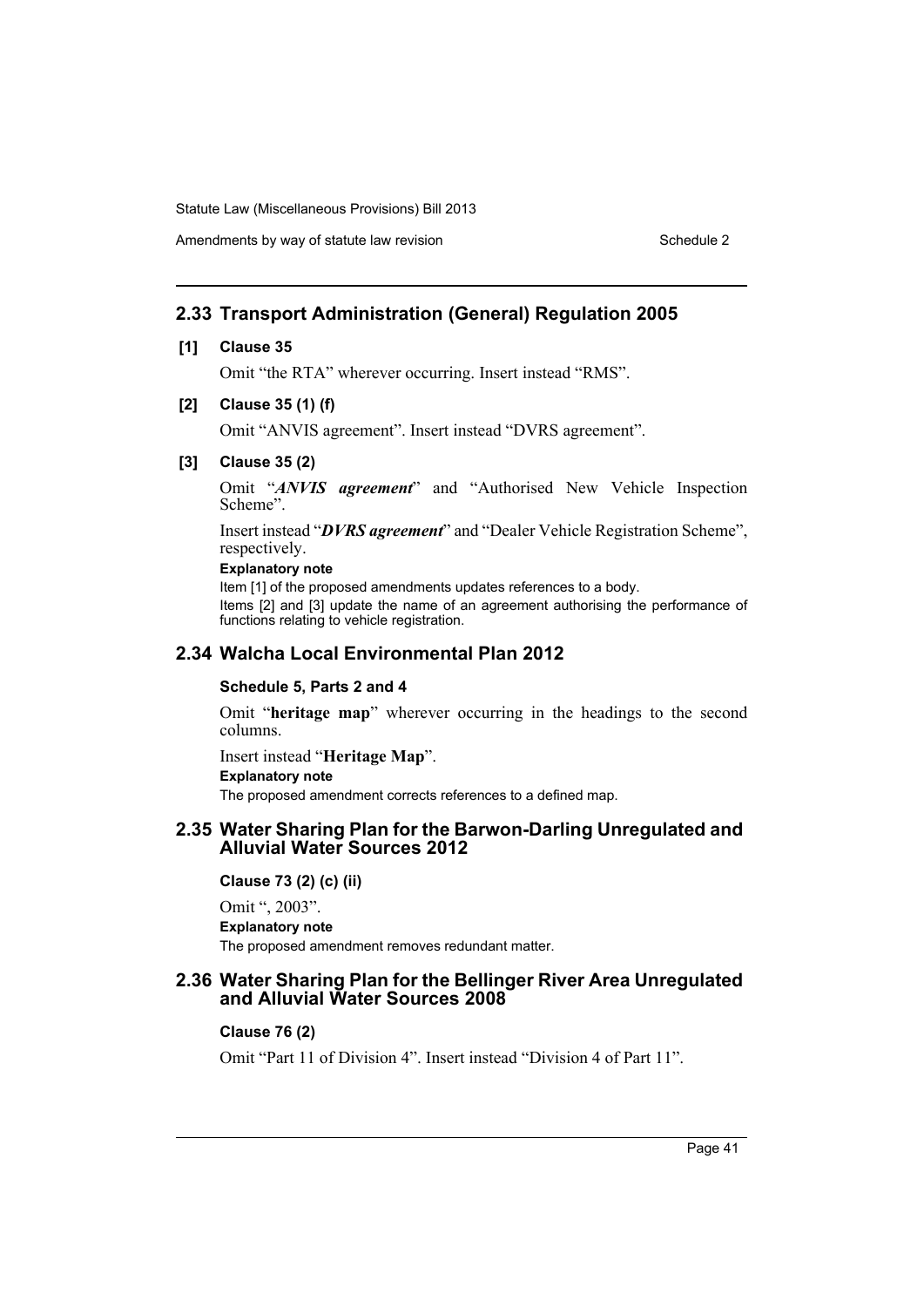## 2.33 Transport Administration (General) Regulation 2005

**[1] Clause 35**

Omit "the RTA" wherever occurring. Insert instead "RMS".

**[2] Clause 35 (1) (f)**

Omit "ANVIS agreement". Insert instead "DVRS agreement".

**[3] Clause 35 (2)**

Omit "***ANVIS agreement***" and "Authorised New Vehicle Inspection Scheme".

Insert instead "***DVRS agreement***" and "Dealer Vehicle Registration Scheme", respectively.

**Explanatory note**

Item [1] of the proposed amendments updates references to a body.

Items [2] and [3] update the name of an agreement authorising the performance of functions relating to vehicle registration.

## 2.34 Walcha Local Environmental Plan 2012

**Schedule 5, Parts 2 and 4**

Omit "**heritage map**" wherever occurring in the headings to the second columns.

Insert instead "**Heritage Map**".

**Explanatory note**

The proposed amendment corrects references to a defined map.

## 2.35 Water Sharing Plan for the Barwon-Darling Unregulated and Alluvial Water Sources 2012

**Clause 73 (2) (c) (ii)**

Omit ", 2003".

**Explanatory note**

The proposed amendment removes redundant matter.

## 2.36 Water Sharing Plan for the Bellinger River Area Unregulated and Alluvial Water Sources 2008

**Clause 76 (2)**

Omit "Part 11 of Division 4". Insert instead "Division 4 of Part 11".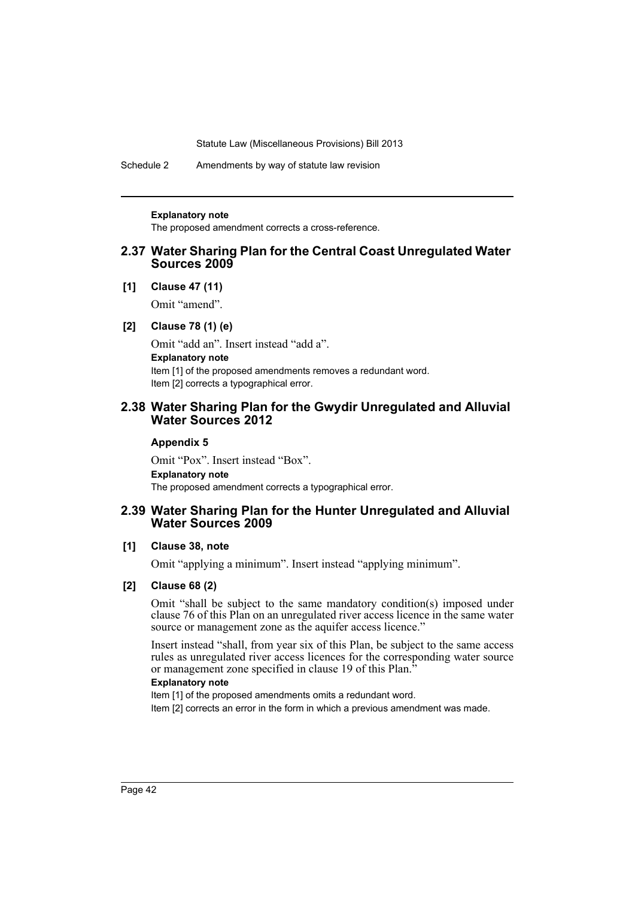**Explanatory note**

The proposed amendment corrects a cross-reference.

## 2.37 Water Sharing Plan for the Central Coast Unregulated Water Sources 2009

**[1] Clause 47 (11)**

Omit "amend".

**[2] Clause 78 (1) (e)**

Omit "add an". Insert instead "add a".

**Explanatory note**

Item [1] of the proposed amendments removes a redundant word.

Item [2] corrects a typographical error.

## 2.38 Water Sharing Plan for the Gwydir Unregulated and Alluvial Water Sources 2012

**Appendix 5**

Omit "Pox". Insert instead "Box".

**Explanatory note**

The proposed amendment corrects a typographical error.

## 2.39 Water Sharing Plan for the Hunter Unregulated and Alluvial Water Sources 2009

**[1] Clause 38, note**

Omit "applying a minimum". Insert instead "applying minimum".

**[2] Clause 68 (2)**

Omit "shall be subject to the same mandatory condition(s) imposed under clause 76 of this Plan on an unregulated river access licence in the same water source or management zone as the aquifer access licence."

Insert instead "shall, from year six of this Plan, be subject to the same access rules as unregulated river access licences for the corresponding water source or management zone specified in clause 19 of this Plan."

**Explanatory note**

Item [1] of the proposed amendments omits a redundant word.

Item [2] corrects an error in the form in which a previous amendment was made.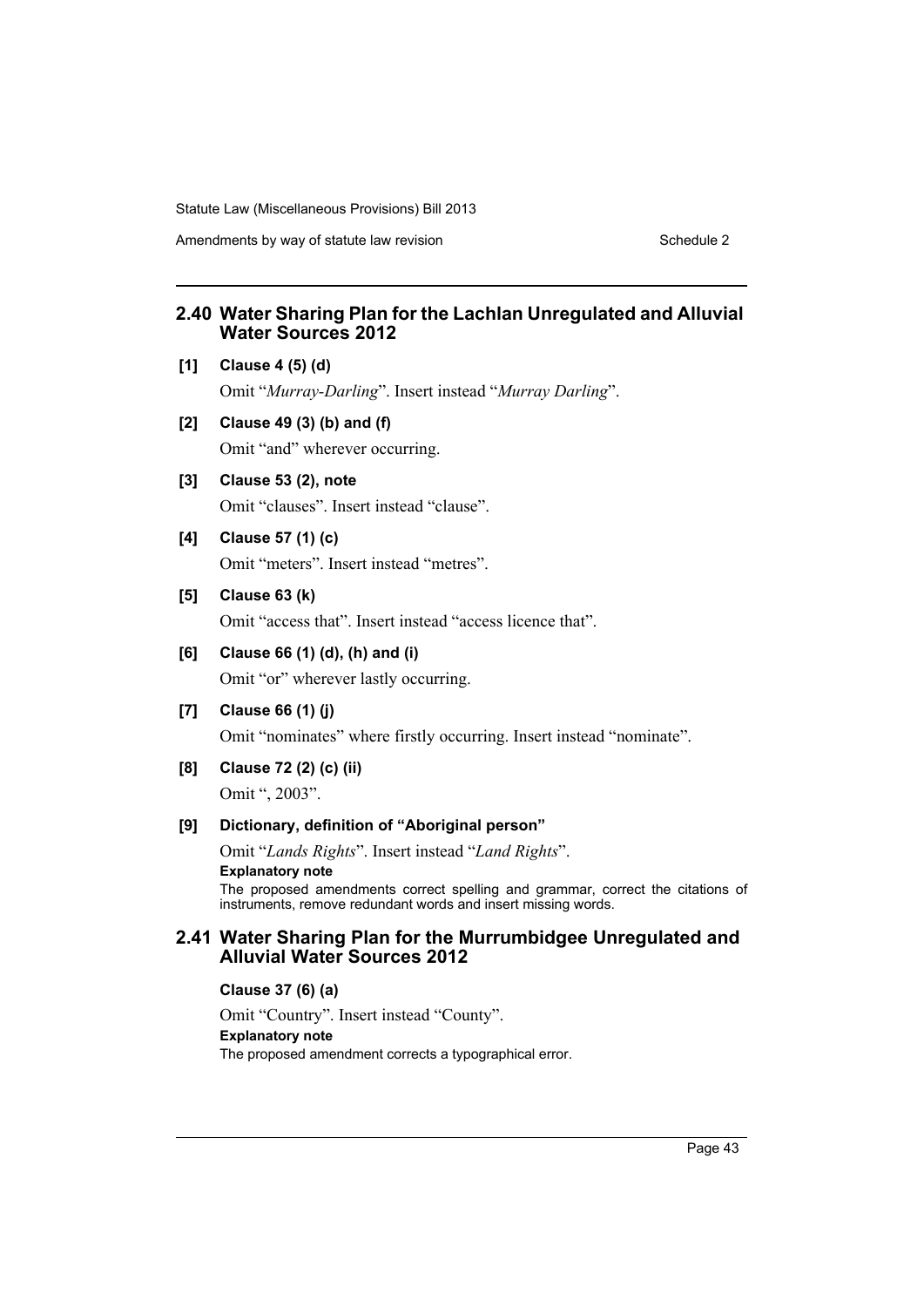## 2.40 Water Sharing Plan for the Lachlan Unregulated and Alluvial Water Sources 2012

**[1] Clause 4 (5) (d)**

Omit "*Murray-Darling*". Insert instead "*Murray Darling*".

**[2] Clause 49 (3) (b) and (f)**

Omit "and" wherever occurring.

**[3] Clause 53 (2), note**

Omit "clauses". Insert instead "clause".

**[4] Clause 57 (1) (c)**

Omit "meters". Insert instead "metres".

**[5] Clause 63 (k)**

Omit "access that". Insert instead "access licence that".

**[6] Clause 66 (1) (d), (h) and (i)**

Omit "or" wherever lastly occurring.

**[7] Clause 66 (1) (j)**

Omit "nominates" where firstly occurring. Insert instead "nominate".

**[8] Clause 72 (2) (c) (ii)**

Omit ", 2003".

**[9] Dictionary, definition of "Aboriginal person"**

Omit "*Lands Rights*". Insert instead "*Land Rights*".

**Explanatory note**

The proposed amendments correct spelling and grammar, correct the citations of instruments, remove redundant words and insert missing words.

## 2.41 Water Sharing Plan for the Murrumbidgee Unregulated and Alluvial Water Sources 2012

**Clause 37 (6) (a)**

Omit "Country". Insert instead "County".

**Explanatory note**

The proposed amendment corrects a typographical error.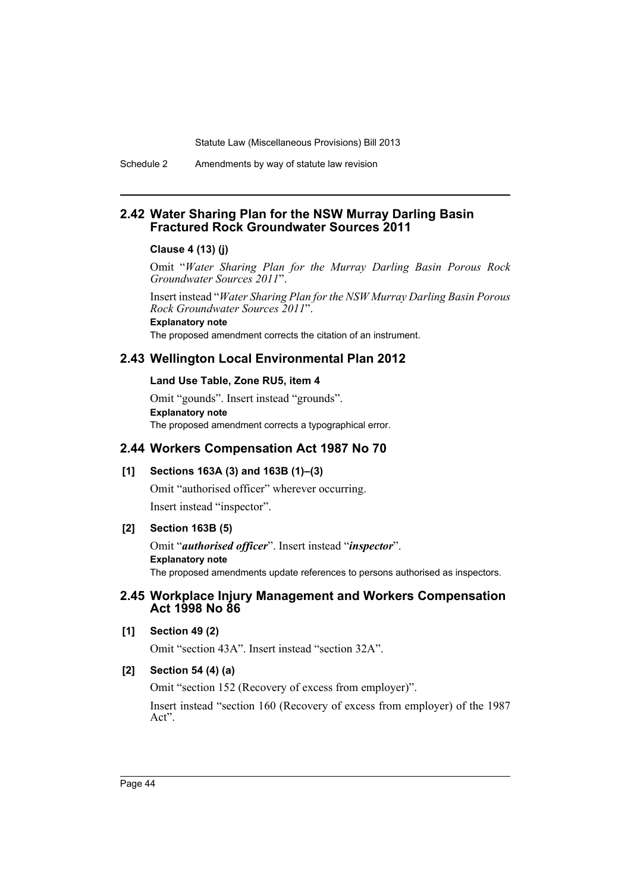## 2.42 Water Sharing Plan for the NSW Murray Darling Basin Fractured Rock Groundwater Sources 2011

### Clause 4 (13) (j)

Omit "*Water Sharing Plan for the Murray Darling Basin Porous Rock Groundwater Sources 2011*".

Insert instead "*Water Sharing Plan for the NSW Murray Darling Basin Porous Rock Groundwater Sources 2011*".

**Explanatory note**

The proposed amendment corrects the citation of an instrument.

## 2.43 Wellington Local Environmental Plan 2012

### Land Use Table, Zone RU5, item 4

Omit "gounds". Insert instead "grounds".

**Explanatory note**

The proposed amendment corrects a typographical error.

## 2.44 Workers Compensation Act 1987 No 70

### [1] Sections 163A (3) and 163B (1)–(3)

Omit "authorised officer" wherever occurring.

Insert instead "inspector".

### [2] Section 163B (5)

Omit "***authorised officer***". Insert instead "***inspector***".

**Explanatory note**

The proposed amendments update references to persons authorised as inspectors.

## 2.45 Workplace Injury Management and Workers Compensation Act 1998 No 86

### [1] Section 49 (2)

Omit "section 43A". Insert instead "section 32A".

### [2] Section 54 (4) (a)

Omit "section 152 (Recovery of excess from employer)".

Insert instead "section 160 (Recovery of excess from employer) of the 1987 Act".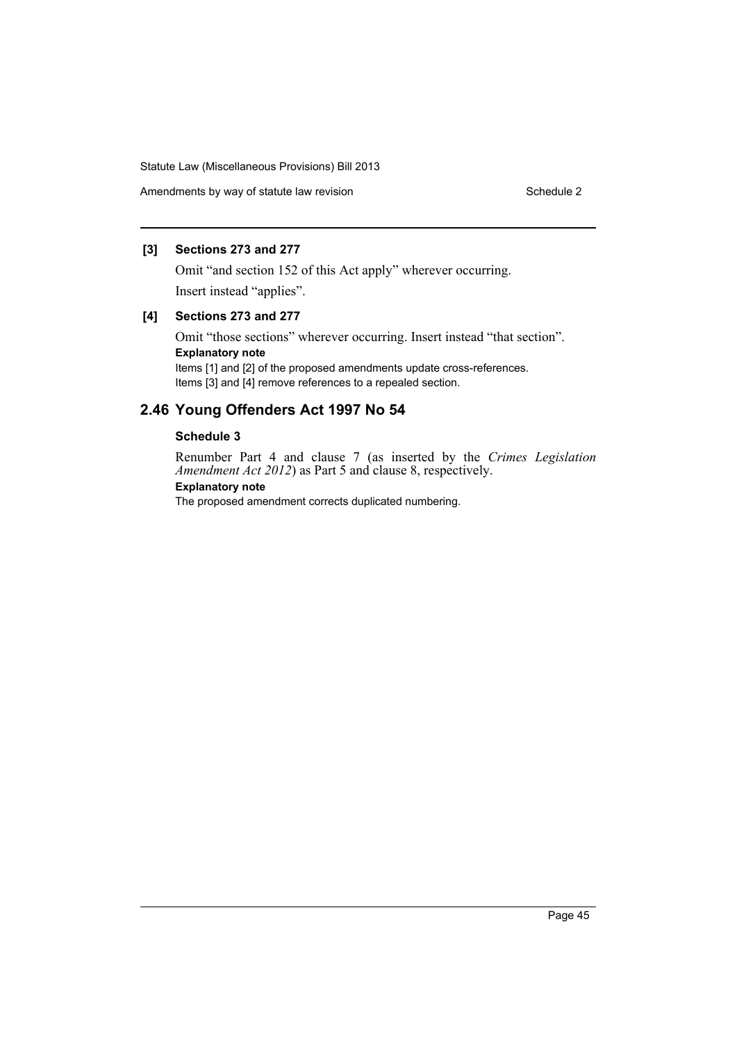**[3] Sections 273 and 277**

Omit "and section 152 of this Act apply" wherever occurring.

Insert instead "applies".

**[4] Sections 273 and 277**

Omit "those sections" wherever occurring. Insert instead "that section".

**Explanatory note**

Items [1] and [2] of the proposed amendments update cross-references.

Items [3] and [4] remove references to a repealed section.

## 2.46 Young Offenders Act 1997 No 54

**Schedule 3**

Renumber Part 4 and clause 7 (as inserted by the *Crimes Legislation Amendment Act 2012*) as Part 5 and clause 8, respectively.

**Explanatory note**

The proposed amendment corrects duplicated numbering.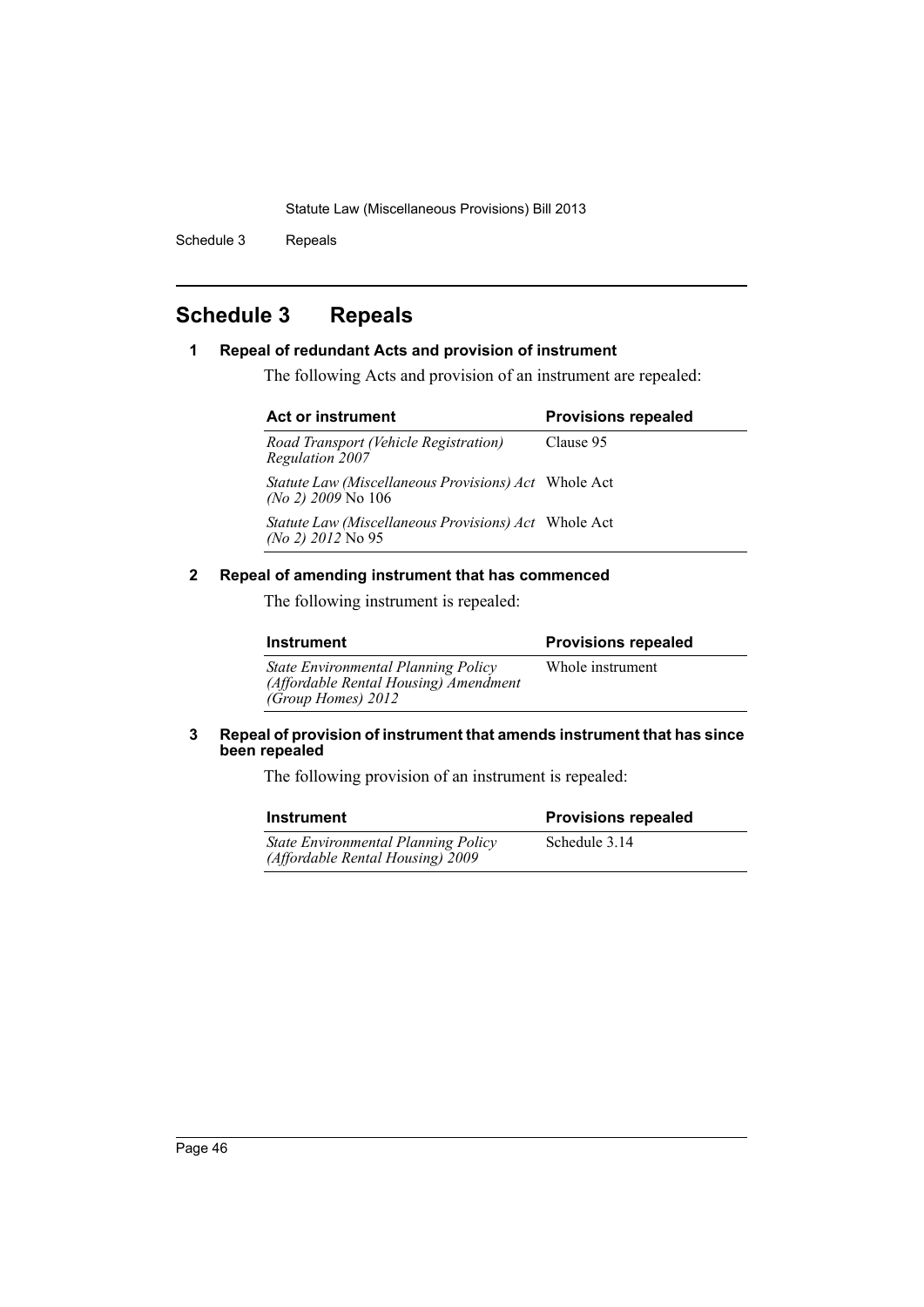# Schedule 3 Repeals

## 1 Repeal of redundant Acts and provision of instrument

The following Acts and provision of an instrument are repealed:

| Act or instrument | Provisions repealed |
|---|---|
| *Road Transport (Vehicle Registration) Regulation 2007* | Clause 95 |
| *Statute Law (Miscellaneous Provisions) Act (No 2) 2009* No 106 | Whole Act |
| *Statute Law (Miscellaneous Provisions) Act (No 2) 2012* No 95 | Whole Act |

## 2 Repeal of amending instrument that has commenced

The following instrument is repealed:

| Instrument | Provisions repealed |
|---|---|
| *State Environmental Planning Policy (Affordable Rental Housing) Amendment (Group Homes) 2012* | Whole instrument |

## 3 Repeal of provision of instrument that amends instrument that has since been repealed

The following provision of an instrument is repealed:

| Instrument | Provisions repealed |
|---|---|
| *State Environmental Planning Policy (Affordable Rental Housing) 2009* | Schedule 3.14 |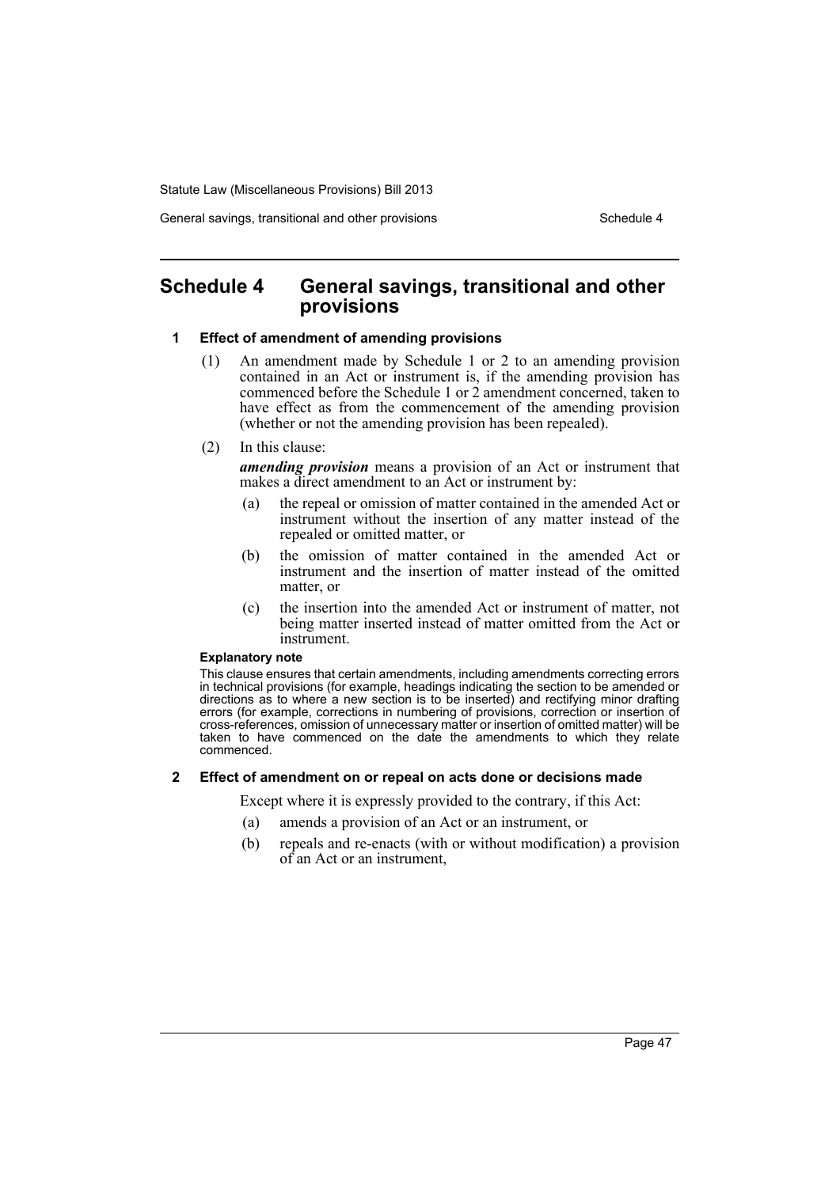# Schedule 4 General savings, transitional and other provisions

### 1 Effect of amendment of amending provisions

(1) An amendment made by Schedule 1 or 2 to an amending provision contained in an Act or instrument is, if the amending provision has commenced before the Schedule 1 or 2 amendment concerned, taken to have effect as from the commencement of the amending provision (whether or not the amending provision has been repealed).

(2) In this clause:

***amending provision*** means a provision of an Act or instrument that makes a direct amendment to an Act or instrument by:

- (a) the repeal or omission of matter contained in the amended Act or instrument without the insertion of any matter instead of the repealed or omitted matter, or
- (b) the omission of matter contained in the amended Act or instrument and the insertion of matter instead of the omitted matter, or
- (c) the insertion into the amended Act or instrument of matter, not being matter inserted instead of matter omitted from the Act or instrument.

**Explanatory note**

This clause ensures that certain amendments, including amendments correcting errors in technical provisions (for example, headings indicating the section to be amended or directions as to where a new section is to be inserted) and rectifying minor drafting errors (for example, corrections in numbering of provisions, correction or insertion of cross-references, omission of unnecessary matter or insertion of omitted matter) will be taken to have commenced on the date the amendments to which they relate commenced.

### 2 Effect of amendment on or repeal on acts done or decisions made

Except where it is expressly provided to the contrary, if this Act:

- (a) amends a provision of an Act or an instrument, or
- (b) repeals and re-enacts (with or without modification) a provision of an Act or an instrument,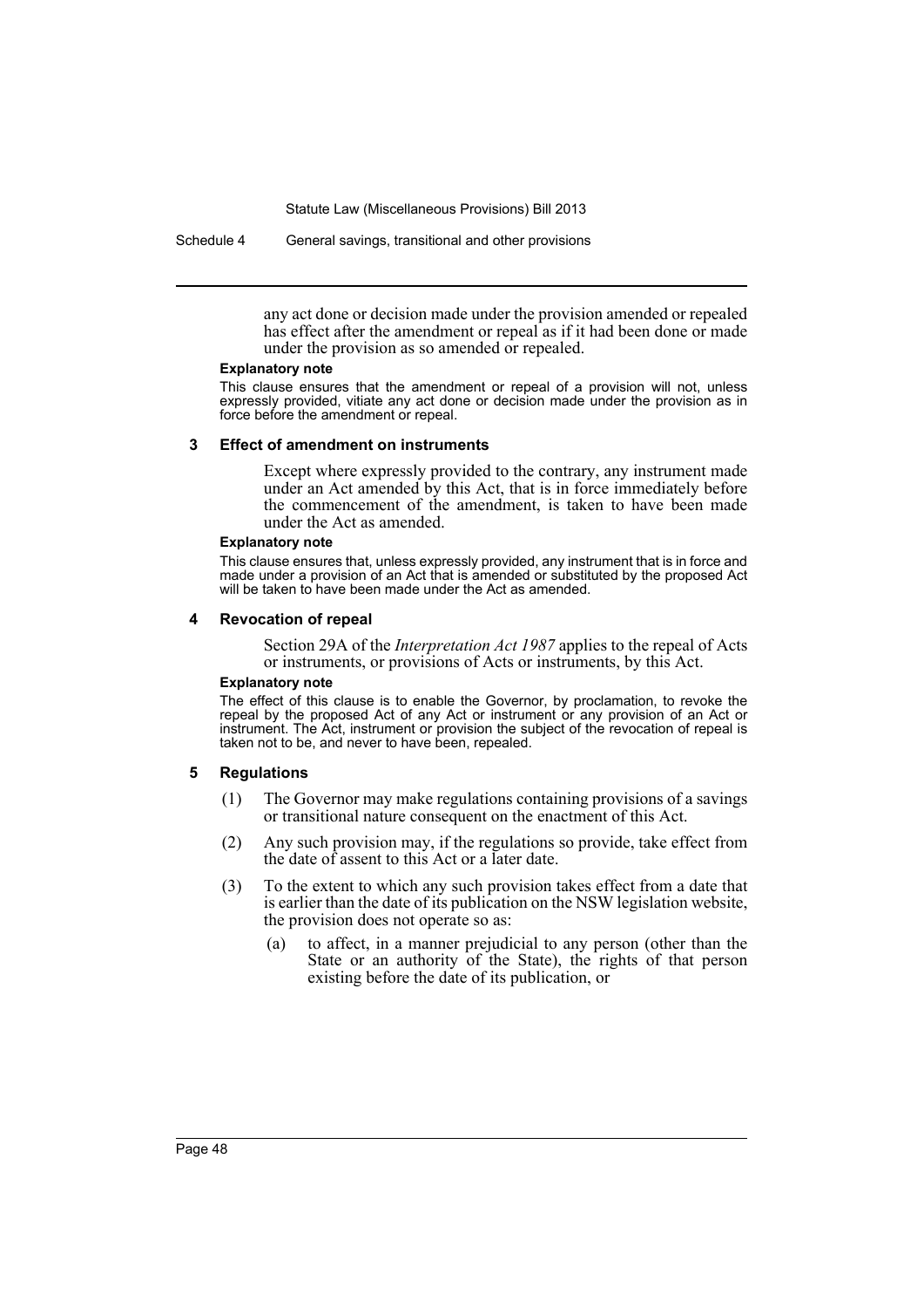any act done or decision made under the provision amended or repealed has effect after the amendment or repeal as if it had been done or made under the provision as so amended or repealed.

**Explanatory note**

This clause ensures that the amendment or repeal of a provision will not, unless expressly provided, vitiate any act done or decision made under the provision as in force before the amendment or repeal.

### 3 Effect of amendment on instruments

Except where expressly provided to the contrary, any instrument made under an Act amended by this Act, that is in force immediately before the commencement of the amendment, is taken to have been made under the Act as amended.

**Explanatory note**

This clause ensures that, unless expressly provided, any instrument that is in force and made under a provision of an Act that is amended or substituted by the proposed Act will be taken to have been made under the Act as amended.

### 4 Revocation of repeal

Section 29A of the *Interpretation Act 1987* applies to the repeal of Acts or instruments, or provisions of Acts or instruments, by this Act.

**Explanatory note**

The effect of this clause is to enable the Governor, by proclamation, to revoke the repeal by the proposed Act of any Act or instrument or any provision of an Act or instrument. The Act, instrument or provision the subject of the revocation of repeal is taken not to be, and never to have been, repealed.

### 5 Regulations

(1) The Governor may make regulations containing provisions of a savings or transitional nature consequent on the enactment of this Act.

(2) Any such provision may, if the regulations so provide, take effect from the date of assent to this Act or a later date.

(3) To the extent to which any such provision takes effect from a date that is earlier than the date of its publication on the NSW legislation website, the provision does not operate so as:

(a) to affect, in a manner prejudicial to any person (other than the State or an authority of the State), the rights of that person existing before the date of its publication, or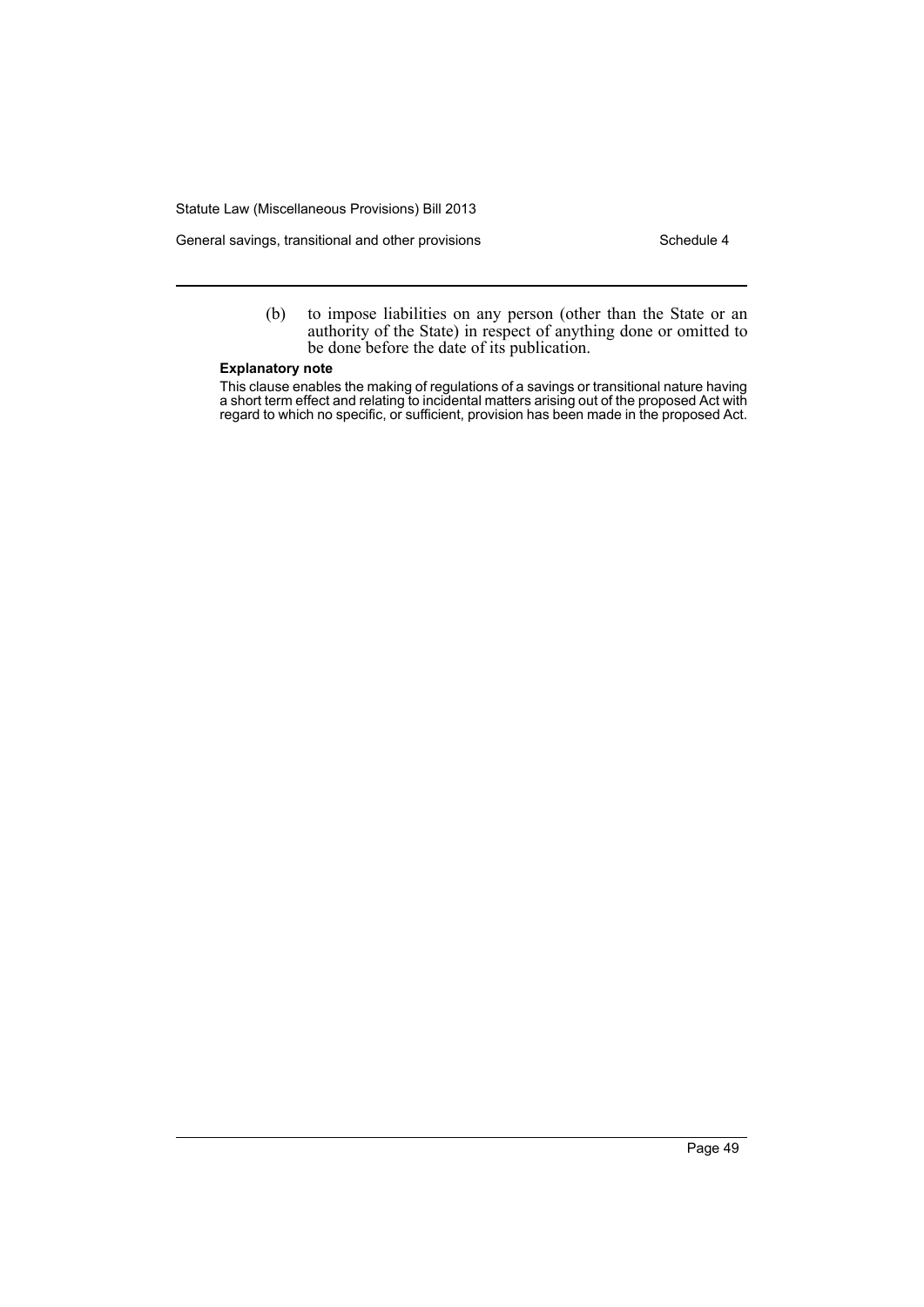(b) to impose liabilities on any person (other than the State or an authority of the State) in respect of anything done or omitted to be done before the date of its publication.

**Explanatory note**

This clause enables the making of regulations of a savings or transitional nature having a short term effect and relating to incidental matters arising out of the proposed Act with regard to which no specific, or sufficient, provision has been made in the proposed Act.